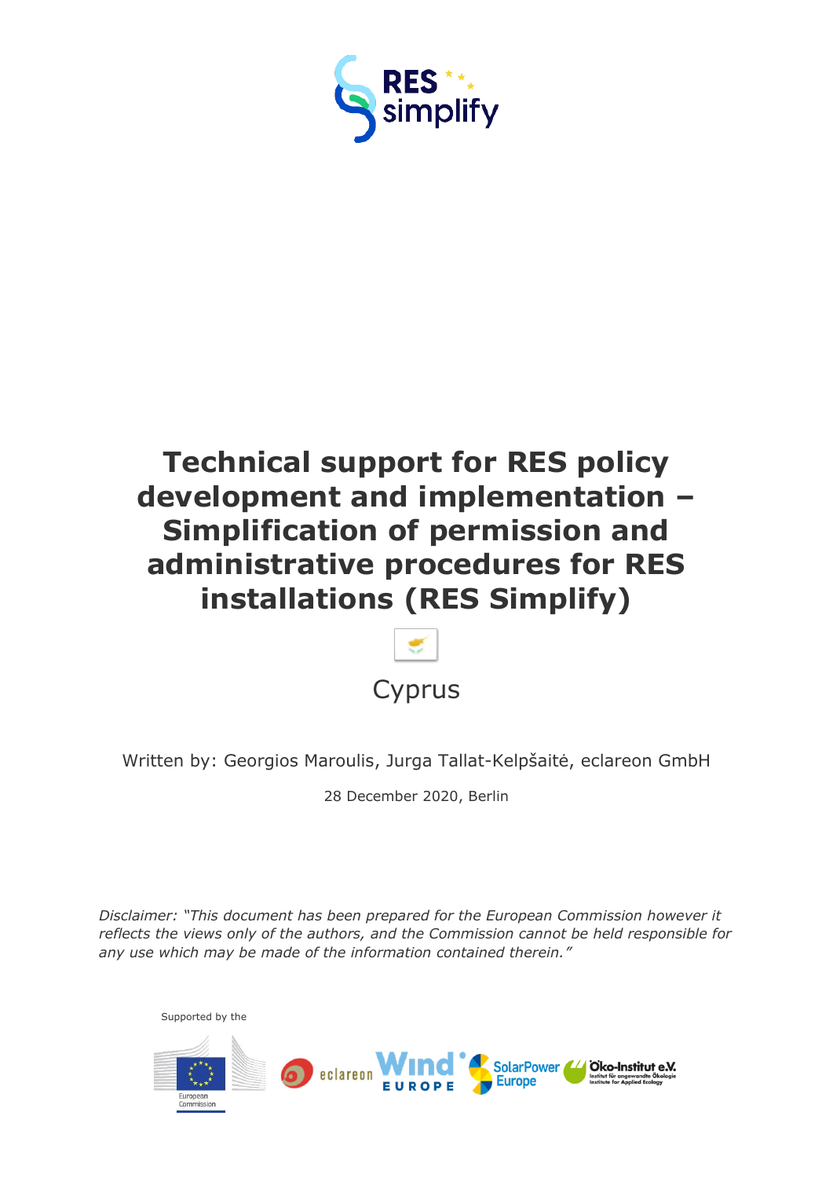RES simplify

# Technical support for RES policy development and implementation – Simplification of permission and administrative procedures for RES installations (RES Simplify)

Cyprus

Written by: Georgios Maroulis, Jurga Tallat-Kelpšaitė, eclareon GmbH

28 December 2020, Berlin

*Disclaimer: "This document has been prepared for the European Commission however it reflects the views only of the authors, and the Commission cannot be held responsible for any use which may be made of the information contained therein."*

Supported by the European Commission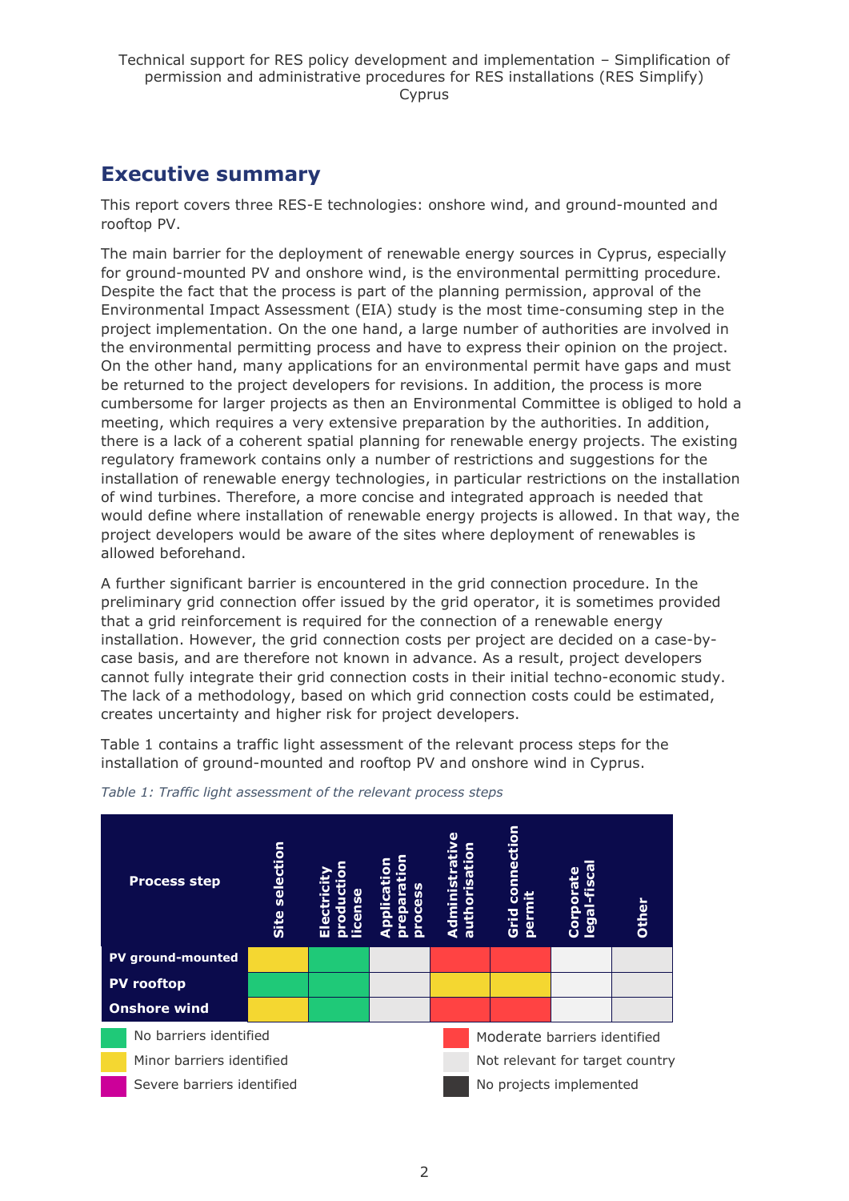# Executive summary

This report covers three RES-E technologies: onshore wind, and ground-mounted and rooftop PV.

The main barrier for the deployment of renewable energy sources in Cyprus, especially for ground-mounted PV and onshore wind, is the environmental permitting procedure. Despite the fact that the process is part of the planning permission, approval of the Environmental Impact Assessment (EIA) study is the most time-consuming step in the project implementation. On the one hand, a large number of authorities are involved in the environmental permitting process and have to express their opinion on the project. On the other hand, many applications for an environmental permit have gaps and must be returned to the project developers for revisions. In addition, the process is more cumbersome for larger projects as then an Environmental Committee is obliged to hold a meeting, which requires a very extensive preparation by the authorities. In addition, there is a lack of a coherent spatial planning for renewable energy projects. The existing regulatory framework contains only a number of restrictions and suggestions for the installation of renewable energy technologies, in particular restrictions on the installation of wind turbines. Therefore, a more concise and integrated approach is needed that would define where installation of renewable energy projects is allowed. In that way, the project developers would be aware of the sites where deployment of renewables is allowed beforehand.

A further significant barrier is encountered in the grid connection procedure. In the preliminary grid connection offer issued by the grid operator, it is sometimes provided that a grid reinforcement is required for the connection of a renewable energy installation. However, the grid connection costs per project are decided on a case-by-case basis, and are therefore not known in advance. As a result, project developers cannot fully integrate their grid connection costs in their initial techno-economic study. The lack of a methodology, based on which grid connection costs could be estimated, creates uncertainty and higher risk for project developers.

Table 1 contains a traffic light assessment of the relevant process steps for the installation of ground-mounted and rooftop PV and onshore wind in Cyprus.

*Table 1: Traffic light assessment of the relevant process steps*

| Process step | Site selection | Electricity production license | Application preparation process | Administrative authorisation | Grid connection permit | Corporate legal-fiscal | Other |
|---|---|---|---|---|---|---|---|
| PV ground-mounted | Minor barriers identified | No barriers identified | Not relevant for target country | Moderate barriers identified | Moderate barriers identified | Not relevant for target country | Not relevant for target country |
| PV rooftop | No barriers identified | No barriers identified | Not relevant for target country | Minor barriers identified | Minor barriers identified | Not relevant for target country | Not relevant for target country |
| Onshore wind | Minor barriers identified | No barriers identified | Not relevant for target country | Moderate barriers identified | Moderate barriers identified | Not relevant for target country | Not relevant for target country |

Legend: No barriers identified (green); Minor barriers identified (yellow); Severe barriers identified (magenta); Moderate barriers identified (red); Not relevant for target country (light grey); No projects implemented (dark grey)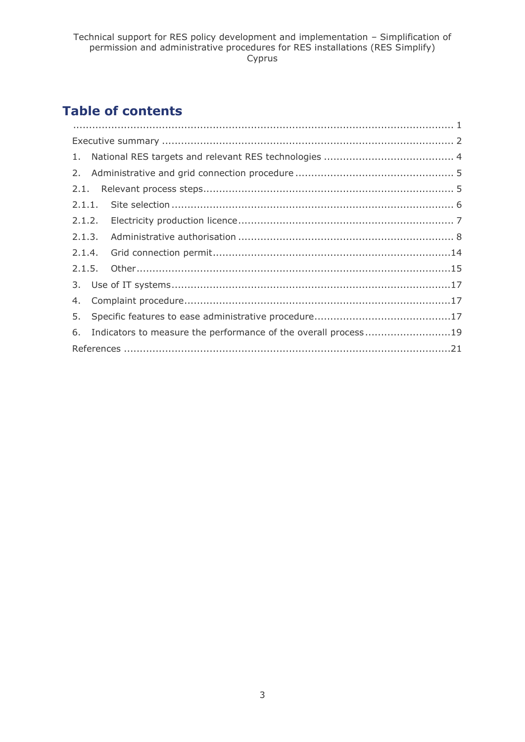# Table of contents

.......................................................................................................................... 1

Executive summary ............................................................................................ 2

1. National RES targets and relevant RES technologies ........................................ 4
2. Administrative and grid connection procedure ................................................. 5

2.1. Relevant process steps.............................................................................. 5

2.1.1. Site selection ........................................................................................ 6

2.1.2. Electricity production licence .................................................................... 7

2.1.3. Administrative authorisation .................................................................... 8

2.1.4. Grid connection permit...........................................................................14

2.1.5. Other...................................................................................................15

3. Use of IT systems.......................................................................................17
4. Complaint procedure....................................................................................17
5. Specific features to ease administrative procedure...........................................17
6. Indicators to measure the performance of the overall process ...........................19

References ......................................................................................................21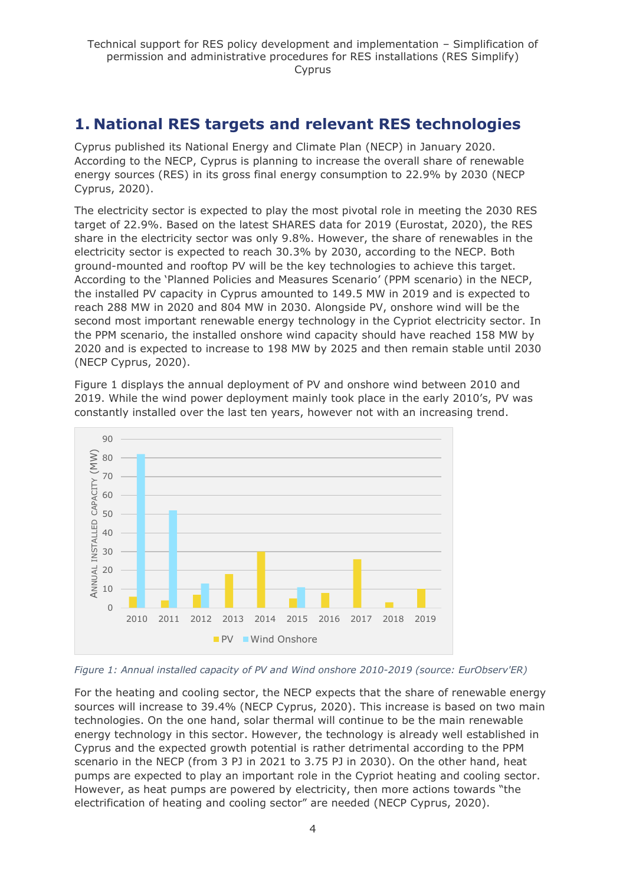# 1. National RES targets and relevant RES technologies

Cyprus published its National Energy and Climate Plan (NECP) in January 2020. According to the NECP, Cyprus is planning to increase the overall share of renewable energy sources (RES) in its gross final energy consumption to 22.9% by 2030 (NECP Cyprus, 2020).

The electricity sector is expected to play the most pivotal role in meeting the 2030 RES target of 22.9%. Based on the latest SHARES data for 2019 (Eurostat, 2020), the RES share in the electricity sector was only 9.8%. However, the share of renewables in the electricity sector is expected to reach 30.3% by 2030, according to the NECP. Both ground-mounted and rooftop PV will be the key technologies to achieve this target. According to the 'Planned Policies and Measures Scenario' (PPM scenario) in the NECP, the installed PV capacity in Cyprus amounted to 149.5 MW in 2019 and is expected to reach 288 MW in 2020 and 804 MW in 2030. Alongside PV, onshore wind will be the second most important renewable energy technology in the Cypriot electricity sector. In the PPM scenario, the installed onshore wind capacity should have reached 158 MW by 2020 and is expected to increase to 198 MW by 2025 and then remain stable until 2030 (NECP Cyprus, 2020).

Figure 1 displays the annual deployment of PV and onshore wind between 2010 and 2019. While the wind power deployment mainly took place in the early 2010's, PV was constantly installed over the last ten years, however not with an increasing trend.

*Figure 1: Annual installed capacity of PV and Wind onshore 2010-2019 (source: EurObserv'ER)*

For the heating and cooling sector, the NECP expects that the share of renewable energy sources will increase to 39.4% (NECP Cyprus, 2020). This increase is based on two main technologies. On the one hand, solar thermal will continue to be the main renewable energy technology in this sector. However, the technology is already well established in Cyprus and the expected growth potential is rather detrimental according to the PPM scenario in the NECP (from 3 PJ in 2021 to 3.75 PJ in 2030). On the other hand, heat pumps are expected to play an important role in the Cypriot heating and cooling sector. However, as heat pumps are powered by electricity, then more actions towards "the electrification of heating and cooling sector" are needed (NECP Cyprus, 2020).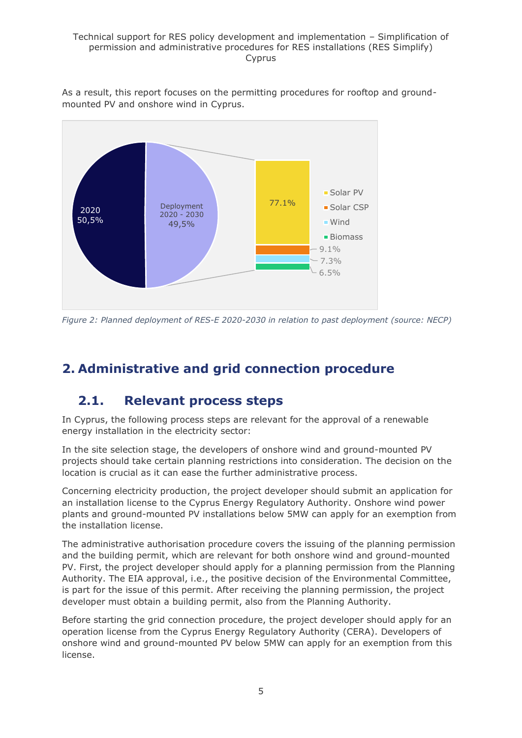As a result, this report focuses on the permitting procedures for rooftop and ground-mounted PV and onshore wind in Cyprus.

*Figure 2: Planned deployment of RES-E 2020-2030 in relation to past deployment (source: NECP)*

## 2. Administrative and grid connection procedure

### 2.1. Relevant process steps

In Cyprus, the following process steps are relevant for the approval of a renewable energy installation in the electricity sector:

In the site selection stage, the developers of onshore wind and ground-mounted PV projects should take certain planning restrictions into consideration. The decision on the location is crucial as it can ease the further administrative process.

Concerning electricity production, the project developer should submit an application for an installation license to the Cyprus Energy Regulatory Authority. Onshore wind power plants and ground-mounted PV installations below 5MW can apply for an exemption from the installation license.

The administrative authorisation procedure covers the issuing of the planning permission and the building permit, which are relevant for both onshore wind and ground-mounted PV. First, the project developer should apply for a planning permission from the Planning Authority. The EIA approval, i.e., the positive decision of the Environmental Committee, is part for the issue of this permit. After receiving the planning permission, the project developer must obtain a building permit, also from the Planning Authority.

Before starting the grid connection procedure, the project developer should apply for an operation license from the Cyprus Energy Regulatory Authority (CERA). Developers of onshore wind and ground-mounted PV below 5MW can apply for an exemption from this license.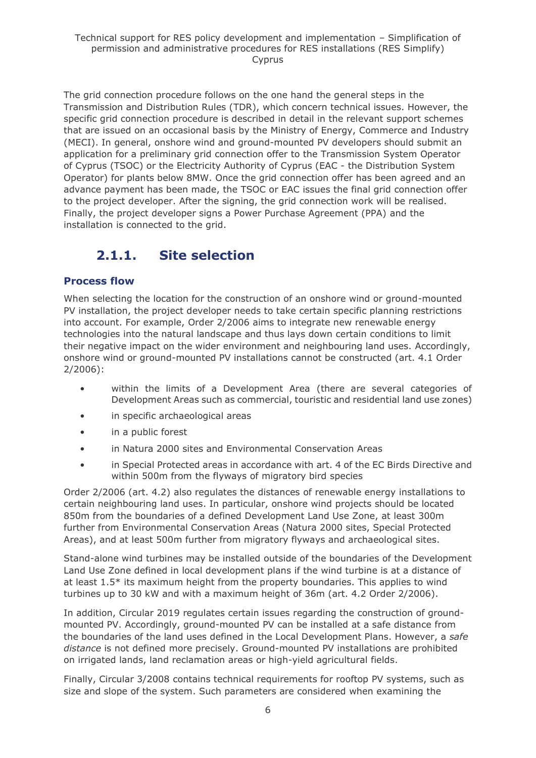The grid connection procedure follows on the one hand the general steps in the Transmission and Distribution Rules (TDR), which concern technical issues. However, the specific grid connection procedure is described in detail in the relevant support schemes that are issued on an occasional basis by the Ministry of Energy, Commerce and Industry (MECI). In general, onshore wind and ground-mounted PV developers should submit an application for a preliminary grid connection offer to the Transmission System Operator of Cyprus (TSOC) or the Electricity Authority of Cyprus (EAC - the Distribution System Operator) for plants below 8MW. Once the grid connection offer has been agreed and an advance payment has been made, the TSOC or EAC issues the final grid connection offer to the project developer. After the signing, the grid connection work will be realised. Finally, the project developer signs a Power Purchase Agreement (PPA) and the installation is connected to the grid.

### 2.1.1. Site selection

#### Process flow

When selecting the location for the construction of an onshore wind or ground-mounted PV installation, the project developer needs to take certain specific planning restrictions into account. For example, Order 2/2006 aims to integrate new renewable energy technologies into the natural landscape and thus lays down certain conditions to limit their negative impact on the wider environment and neighbouring land uses. Accordingly, onshore wind or ground-mounted PV installations cannot be constructed (art. 4.1 Order 2/2006):

- within the limits of a Development Area (there are several categories of Development Areas such as commercial, touristic and residential land use zones)
- in specific archaeological areas
- in a public forest
- in Natura 2000 sites and Environmental Conservation Areas
- in Special Protected areas in accordance with art. 4 of the EC Birds Directive and within 500m from the flyways of migratory bird species

Order 2/2006 (art. 4.2) also regulates the distances of renewable energy installations to certain neighbouring land uses. In particular, onshore wind projects should be located 850m from the boundaries of a defined Development Land Use Zone, at least 300m further from Environmental Conservation Areas (Natura 2000 sites, Special Protected Areas), and at least 500m further from migratory flyways and archaeological sites.

Stand-alone wind turbines may be installed outside of the boundaries of the Development Land Use Zone defined in local development plans if the wind turbine is at a distance of at least 1.5* its maximum height from the property boundaries. This applies to wind turbines up to 30 kW and with a maximum height of 36m (art. 4.2 Order 2/2006).

In addition, Circular 2019 regulates certain issues regarding the construction of ground-mounted PV. Accordingly, ground-mounted PV can be installed at a safe distance from the boundaries of the land uses defined in the Local Development Plans. However, a *safe distance* is not defined more precisely. Ground-mounted PV installations are prohibited on irrigated lands, land reclamation areas or high-yield agricultural fields.

Finally, Circular 3/2008 contains technical requirements for rooftop PV systems, such as size and slope of the system. Such parameters are considered when examining the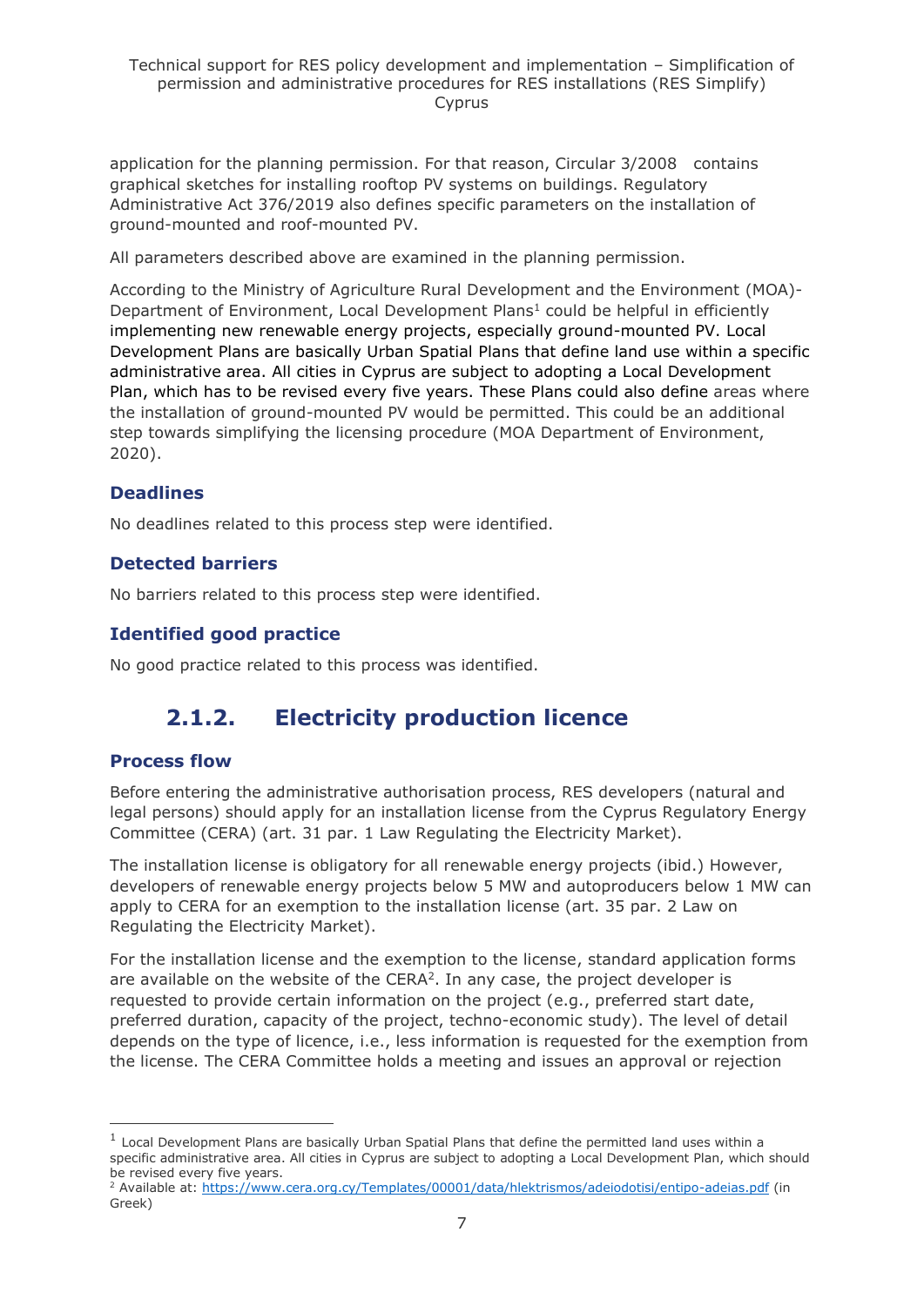application for the planning permission. For that reason, Circular 3/2008 contains graphical sketches for installing rooftop PV systems on buildings. Regulatory Administrative Act 376/2019 also defines specific parameters on the installation of ground-mounted and roof-mounted PV.

All parameters described above are examined in the planning permission.

According to the Ministry of Agriculture Rural Development and the Environment (MOA)-Department of Environment, Local Development Plans[1] could be helpful in efficiently implementing new renewable energy projects, especially ground-mounted PV. Local Development Plans are basically Urban Spatial Plans that define land use within a specific administrative area. All cities in Cyprus are subject to adopting a Local Development Plan, which has to be revised every five years. These Plans could also define areas where the installation of ground-mounted PV would be permitted. This could be an additional step towards simplifying the licensing procedure (MOA Department of Environment, 2020).

### Deadlines

No deadlines related to this process step were identified.

### Detected barriers

No barriers related to this process step were identified.

### Identified good practice

No good practice related to this process was identified.

## 2.1.2. Electricity production licence

### Process flow

Before entering the administrative authorisation process, RES developers (natural and legal persons) should apply for an installation license from the Cyprus Regulatory Energy Committee (CERA) (art. 31 par. 1 Law Regulating the Electricity Market).

The installation license is obligatory for all renewable energy projects (ibid.) However, developers of renewable energy projects below 5 MW and autoproducers below 1 MW can apply to CERA for an exemption to the installation license (art. 35 par. 2 Law on Regulating the Electricity Market).

For the installation license and the exemption to the license, standard application forms are available on the website of the CERA[2]. In any case, the project developer is requested to provide certain information on the project (e.g., preferred start date, preferred duration, capacity of the project, techno-economic study). The level of detail depends on the type of licence, i.e., less information is requested for the exemption from the license. The CERA Committee holds a meeting and issues an approval or rejection

---

[1] Local Development Plans are basically Urban Spatial Plans that define the permitted land uses within a specific administrative area. All cities in Cyprus are subject to adopting a Local Development Plan, which should be revised every five years.

[2] Available at: https://www.cera.org.cy/Templates/00001/data/hlektrismos/adeiodotisi/entipo-adeias.pdf (in Greek)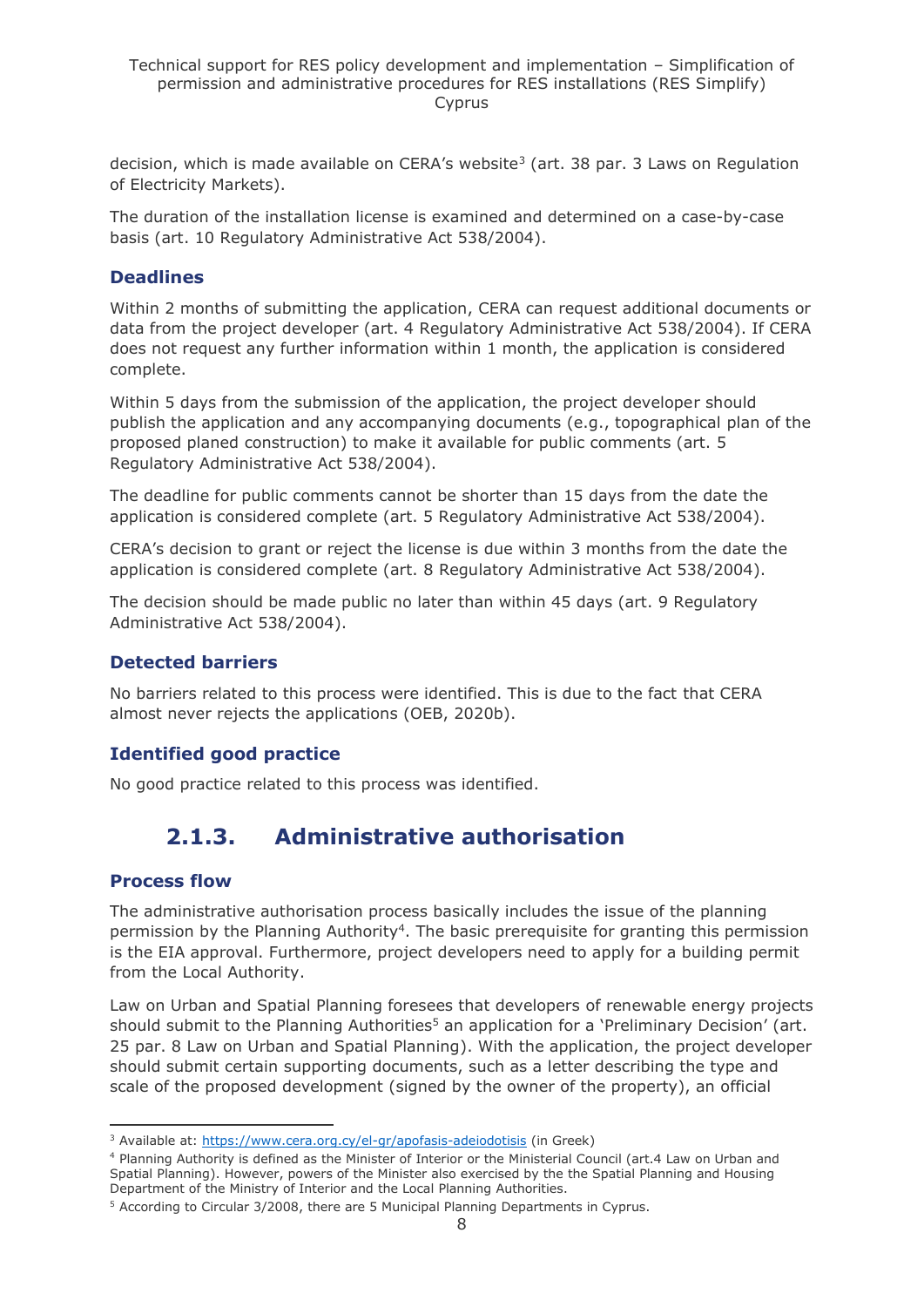decision, which is made available on CERA's website[3] (art. 38 par. 3 Laws on Regulation of Electricity Markets).

The duration of the installation license is examined and determined on a case-by-case basis (art. 10 Regulatory Administrative Act 538/2004).

### Deadlines

Within 2 months of submitting the application, CERA can request additional documents or data from the project developer (art. 4 Regulatory Administrative Act 538/2004). If CERA does not request any further information within 1 month, the application is considered complete.

Within 5 days from the submission of the application, the project developer should publish the application and any accompanying documents (e.g., topographical plan of the proposed planed construction) to make it available for public comments (art. 5 Regulatory Administrative Act 538/2004).

The deadline for public comments cannot be shorter than 15 days from the date the application is considered complete (art. 5 Regulatory Administrative Act 538/2004).

CERA's decision to grant or reject the license is due within 3 months from the date the application is considered complete (art. 8 Regulatory Administrative Act 538/2004).

The decision should be made public no later than within 45 days (art. 9 Regulatory Administrative Act 538/2004).

### Detected barriers

No barriers related to this process were identified. This is due to the fact that CERA almost never rejects the applications (OEB, 2020b).

### Identified good practice

No good practice related to this process was identified.

## 2.1.3. Administrative authorisation

### Process flow

The administrative authorisation process basically includes the issue of the planning permission by the Planning Authority[4]. The basic prerequisite for granting this permission is the EIA approval. Furthermore, project developers need to apply for a building permit from the Local Authority.

Law on Urban and Spatial Planning foresees that developers of renewable energy projects should submit to the Planning Authorities[5] an application for a 'Preliminary Decision' (art. 25 par. 8 Law on Urban and Spatial Planning). With the application, the project developer should submit certain supporting documents, such as a letter describing the type and scale of the proposed development (signed by the owner of the property), an official

---

[3] Available at: https://www.cera.org.cy/el-gr/apofasis-adeiodotisis (in Greek)

[4] Planning Authority is defined as the Minister of Interior or the Ministerial Council (art.4 Law on Urban and Spatial Planning). However, powers of the Minister also exercised by the the Spatial Planning and Housing Department of the Ministry of Interior and the Local Planning Authorities.

[5] According to Circular 3/2008, there are 5 Municipal Planning Departments in Cyprus.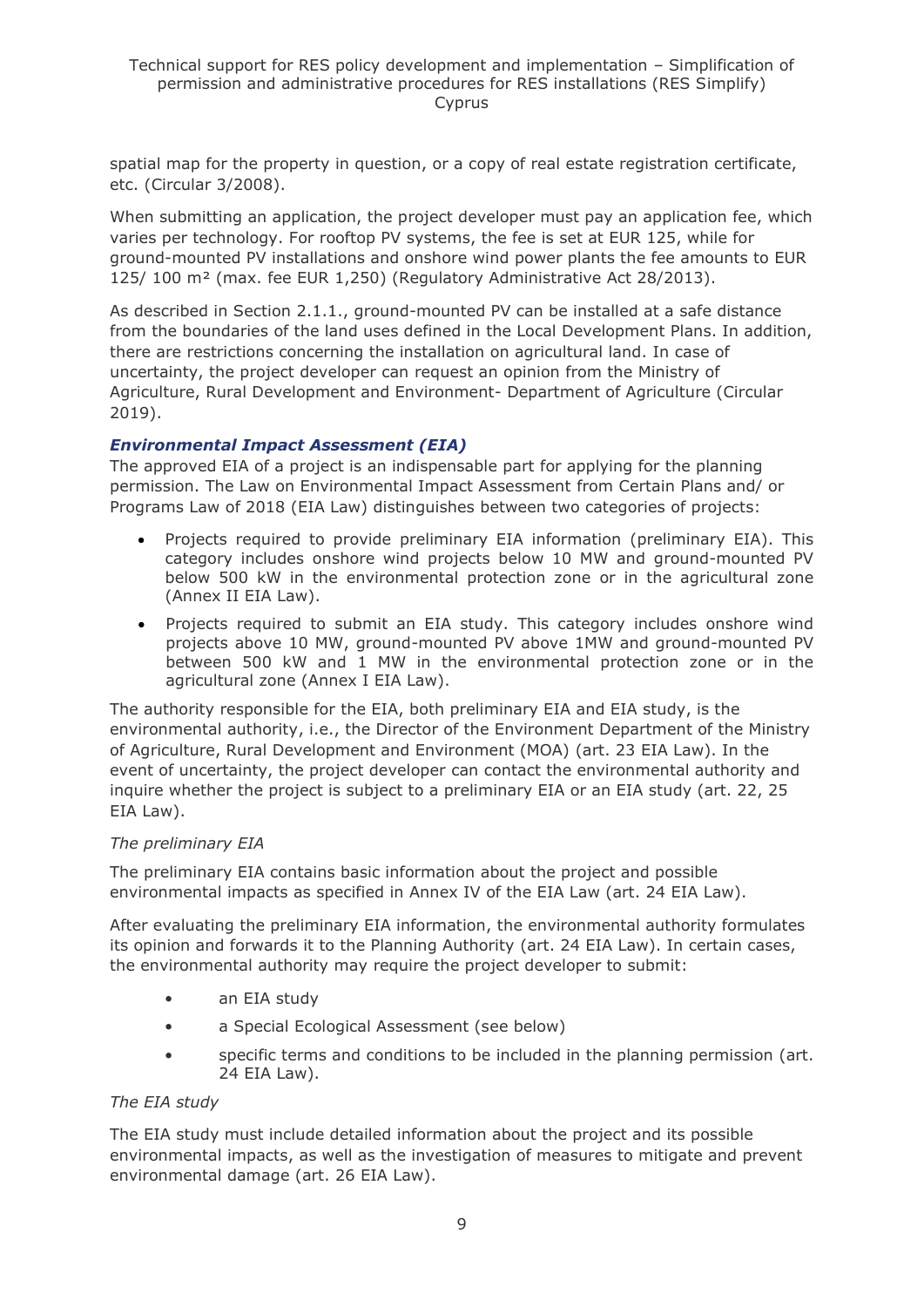spatial map for the property in question, or a copy of real estate registration certificate, etc. (Circular 3/2008).

When submitting an application, the project developer must pay an application fee, which varies per technology. For rooftop PV systems, the fee is set at EUR 125, while for ground-mounted PV installations and onshore wind power plants the fee amounts to EUR 125/ 100 m² (max. fee EUR 1,250) (Regulatory Administrative Act 28/2013).

As described in Section 2.1.1., ground-mounted PV can be installed at a safe distance from the boundaries of the land uses defined in the Local Development Plans. In addition, there are restrictions concerning the installation on agricultural land. In case of uncertainty, the project developer can request an opinion from the Ministry of Agriculture, Rural Development and Environment- Department of Agriculture (Circular 2019).

### *Environmental Impact Assessment (EIA)*

The approved EIA of a project is an indispensable part for applying for the planning permission. The Law on Environmental Impact Assessment from Certain Plans and/ or Programs Law of 2018 (EIA Law) distinguishes between two categories of projects:

- Projects required to provide preliminary EIA information (preliminary EIA). This category includes onshore wind projects below 10 MW and ground-mounted PV below 500 kW in the environmental protection zone or in the agricultural zone (Annex II EIA Law).
- Projects required to submit an EIA study. This category includes onshore wind projects above 10 MW, ground-mounted PV above 1MW and ground-mounted PV between 500 kW and 1 MW in the environmental protection zone or in the agricultural zone (Annex I EIA Law).

The authority responsible for the EIA, both preliminary EIA and EIA study, is the environmental authority, i.e., the Director of the Environment Department of the Ministry of Agriculture, Rural Development and Environment (MOA) (art. 23 EIA Law). In the event of uncertainty, the project developer can contact the environmental authority and inquire whether the project is subject to a preliminary EIA or an EIA study (art. 22, 25 EIA Law).

*The preliminary EIA*

The preliminary EIA contains basic information about the project and possible environmental impacts as specified in Annex IV of the EIA Law (art. 24 EIA Law).

After evaluating the preliminary EIA information, the environmental authority formulates its opinion and forwards it to the Planning Authority (art. 24 EIA Law). In certain cases, the environmental authority may require the project developer to submit:

- an EIA study
- a Special Ecological Assessment (see below)
- specific terms and conditions to be included in the planning permission (art. 24 EIA Law).

*The EIA study*

The EIA study must include detailed information about the project and its possible environmental impacts, as well as the investigation of measures to mitigate and prevent environmental damage (art. 26 EIA Law).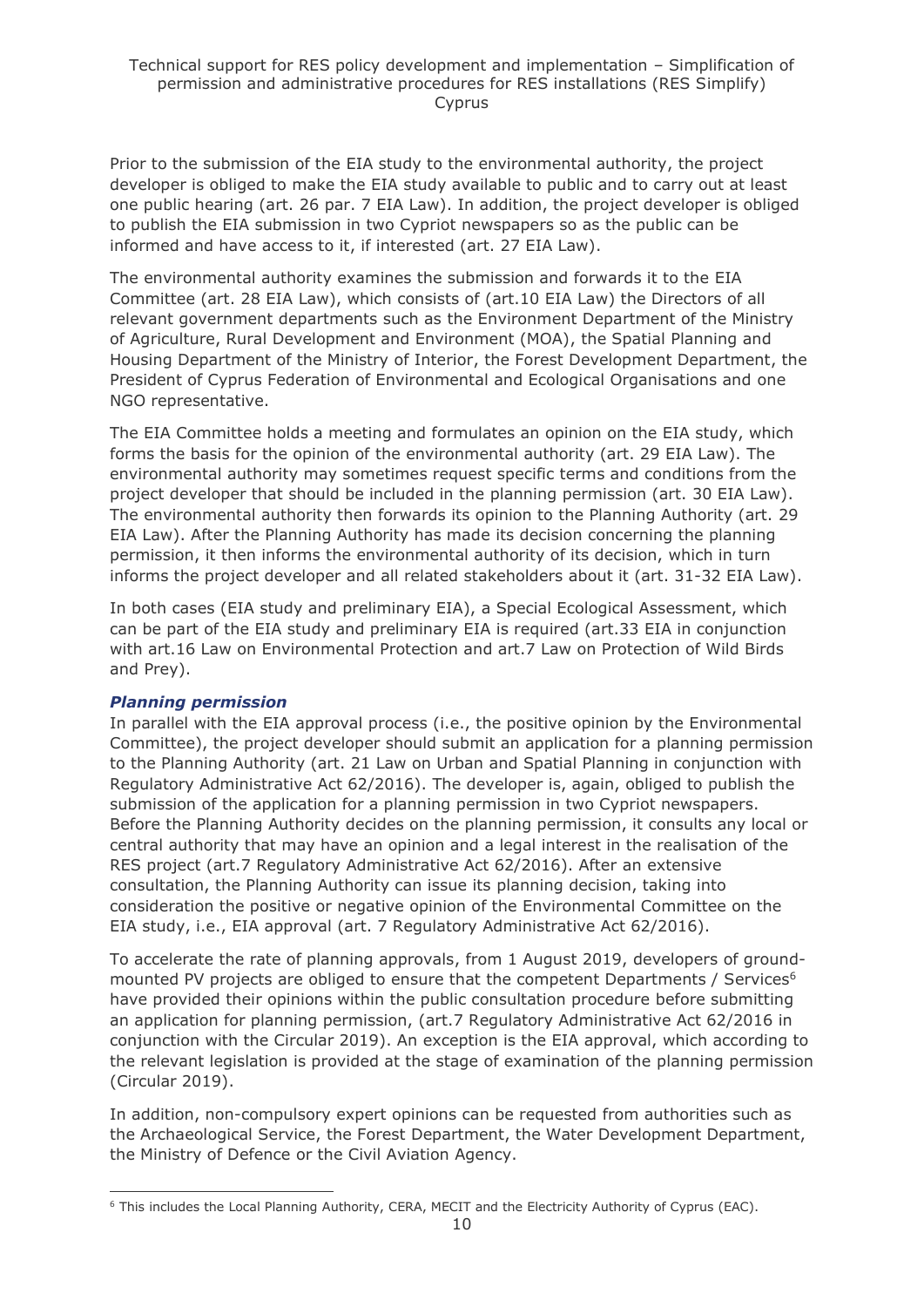Prior to the submission of the EIA study to the environmental authority, the project developer is obliged to make the EIA study available to public and to carry out at least one public hearing (art. 26 par. 7 EIA Law). In addition, the project developer is obliged to publish the EIA submission in two Cypriot newspapers so as the public can be informed and have access to it, if interested (art. 27 EIA Law).

The environmental authority examines the submission and forwards it to the EIA Committee (art. 28 EIA Law), which consists of (art.10 EIA Law) the Directors of all relevant government departments such as the Environment Department of the Ministry of Agriculture, Rural Development and Environment (MOA), the Spatial Planning and Housing Department of the Ministry of Interior, the Forest Development Department, the President of Cyprus Federation of Environmental and Ecological Organisations and one NGO representative.

The EIA Committee holds a meeting and formulates an opinion on the EIA study, which forms the basis for the opinion of the environmental authority (art. 29 EIA Law). The environmental authority may sometimes request specific terms and conditions from the project developer that should be included in the planning permission (art. 30 EIA Law). The environmental authority then forwards its opinion to the Planning Authority (art. 29 EIA Law). After the Planning Authority has made its decision concerning the planning permission, it then informs the environmental authority of its decision, which in turn informs the project developer and all related stakeholders about it (art. 31-32 EIA Law).

In both cases (EIA study and preliminary EIA), a Special Ecological Assessment, which can be part of the EIA study and preliminary EIA is required (art.33 EIA in conjunction with art.16 Law on Environmental Protection and art.7 Law on Protection of Wild Birds and Prey).

### *Planning permission*

In parallel with the EIA approval process (i.e., the positive opinion by the Environmental Committee), the project developer should submit an application for a planning permission to the Planning Authority (art. 21 Law on Urban and Spatial Planning in conjunction with Regulatory Administrative Act 62/2016). The developer is, again, obliged to publish the submission of the application for a planning permission in two Cypriot newspapers. Before the Planning Authority decides on the planning permission, it consults any local or central authority that may have an opinion and a legal interest in the realisation of the RES project (art.7 Regulatory Administrative Act 62/2016). After an extensive consultation, the Planning Authority can issue its planning decision, taking into consideration the positive or negative opinion of the Environmental Committee on the EIA study, i.e., EIA approval (art. 7 Regulatory Administrative Act 62/2016).

To accelerate the rate of planning approvals, from 1 August 2019, developers of ground-mounted PV projects are obliged to ensure that the competent Departments / Services[6] have provided their opinions within the public consultation procedure before submitting an application for planning permission, (art.7 Regulatory Administrative Act 62/2016 in conjunction with the Circular 2019). An exception is the EIA approval, which according to the relevant legislation is provided at the stage of examination of the planning permission (Circular 2019).

In addition, non-compulsory expert opinions can be requested from authorities such as the Archaeological Service, the Forest Department, the Water Development Department, the Ministry of Defence or the Civil Aviation Agency.

[6] This includes the Local Planning Authority, CERA, MECIT and the Electricity Authority of Cyprus (EAC).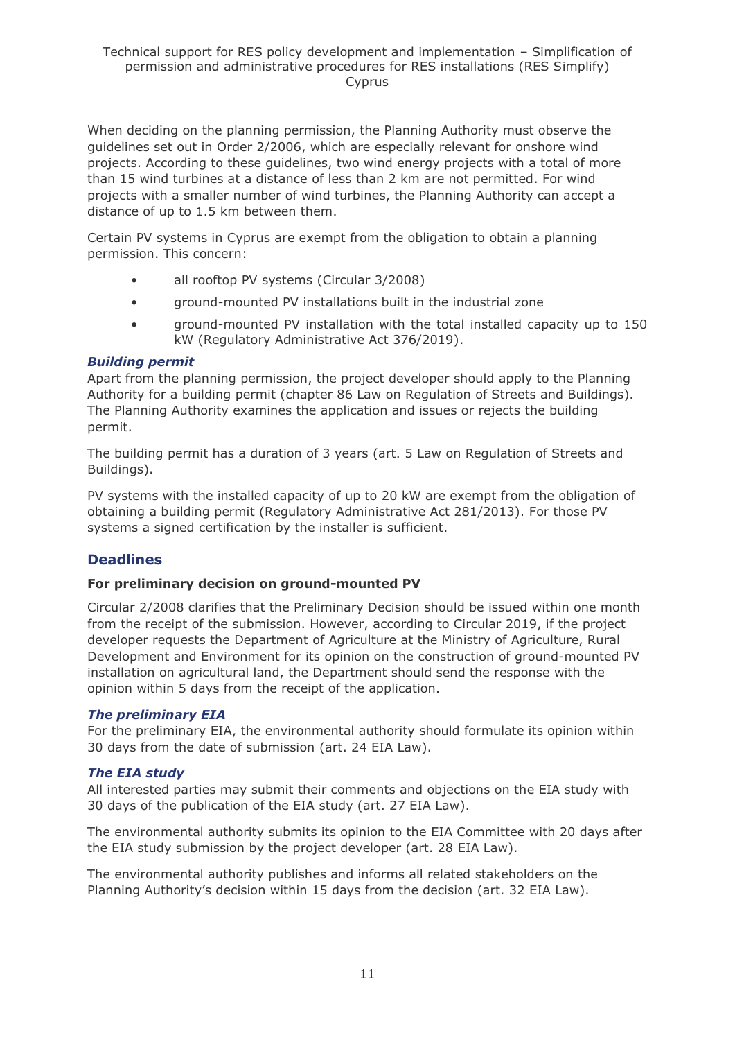When deciding on the planning permission, the Planning Authority must observe the guidelines set out in Order 2/2006, which are especially relevant for onshore wind projects. According to these guidelines, two wind energy projects with a total of more than 15 wind turbines at a distance of less than 2 km are not permitted. For wind projects with a smaller number of wind turbines, the Planning Authority can accept a distance of up to 1.5 km between them.

Certain PV systems in Cyprus are exempt from the obligation to obtain a planning permission. This concern:

- all rooftop PV systems (Circular 3/2008)
- ground-mounted PV installations built in the industrial zone
- ground-mounted PV installation with the total installed capacity up to 150 kW (Regulatory Administrative Act 376/2019).

### *Building permit*

Apart from the planning permission, the project developer should apply to the Planning Authority for a building permit (chapter 86 Law on Regulation of Streets and Buildings). The Planning Authority examines the application and issues or rejects the building permit.

The building permit has a duration of 3 years (art. 5 Law on Regulation of Streets and Buildings).

PV systems with the installed capacity of up to 20 kW are exempt from the obligation of obtaining a building permit (Regulatory Administrative Act 281/2013). For those PV systems a signed certification by the installer is sufficient.

## Deadlines

**For preliminary decision on ground-mounted PV**

Circular 2/2008 clarifies that the Preliminary Decision should be issued within one month from the receipt of the submission. However, according to Circular 2019, if the project developer requests the Department of Agriculture at the Ministry of Agriculture, Rural Development and Environment for its opinion on the construction of ground-mounted PV installation on agricultural land, the Department should send the response with the opinion within 5 days from the receipt of the application.

### *The preliminary EIA*

For the preliminary EIA, the environmental authority should formulate its opinion within 30 days from the date of submission (art. 24 EIA Law).

### *The EIA study*

All interested parties may submit their comments and objections on the EIA study with 30 days of the publication of the EIA study (art. 27 EIA Law).

The environmental authority submits its opinion to the EIA Committee with 20 days after the EIA study submission by the project developer (art. 28 EIA Law).

The environmental authority publishes and informs all related stakeholders on the Planning Authority's decision within 15 days from the decision (art. 32 EIA Law).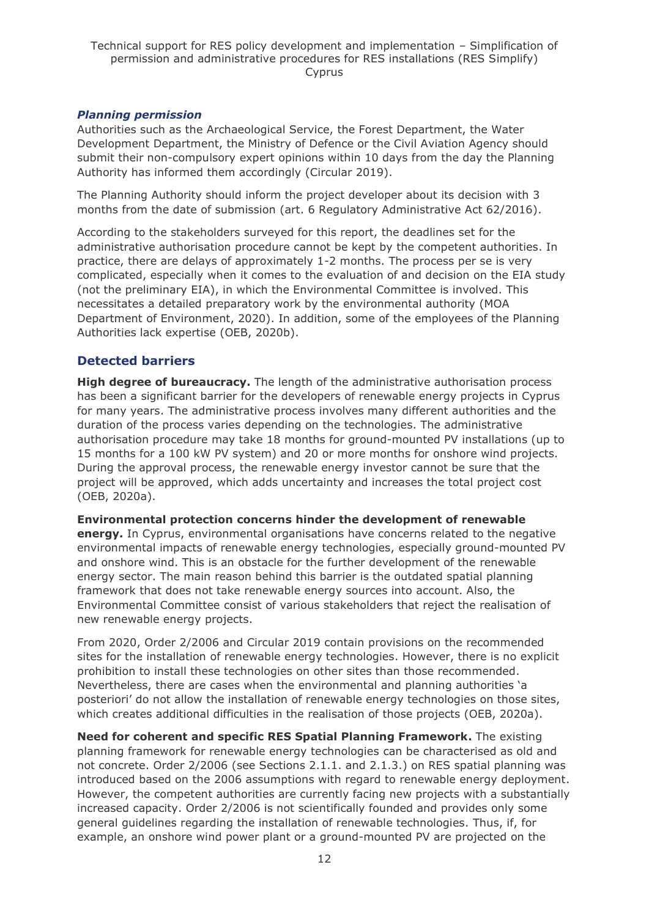### *Planning permission*

Authorities such as the Archaeological Service, the Forest Department, the Water Development Department, the Ministry of Defence or the Civil Aviation Agency should submit their non-compulsory expert opinions within 10 days from the day the Planning Authority has informed them accordingly (Circular 2019).

The Planning Authority should inform the project developer about its decision with 3 months from the date of submission (art. 6 Regulatory Administrative Act 62/2016).

According to the stakeholders surveyed for this report, the deadlines set for the administrative authorisation procedure cannot be kept by the competent authorities. In practice, there are delays of approximately 1-2 months. The process per se is very complicated, especially when it comes to the evaluation of and decision on the EIA study (not the preliminary EIA), in which the Environmental Committee is involved. This necessitates a detailed preparatory work by the environmental authority (MOA Department of Environment, 2020). In addition, some of the employees of the Planning Authorities lack expertise (OEB, 2020b).

## Detected barriers

**High degree of bureaucracy.** The length of the administrative authorisation process has been a significant barrier for the developers of renewable energy projects in Cyprus for many years. The administrative process involves many different authorities and the duration of the process varies depending on the technologies. The administrative authorisation procedure may take 18 months for ground-mounted PV installations (up to 15 months for a 100 kW PV system) and 20 or more months for onshore wind projects. During the approval process, the renewable energy investor cannot be sure that the project will be approved, which adds uncertainty and increases the total project cost (OEB, 2020a).

**Environmental protection concerns hinder the development of renewable energy.** In Cyprus, environmental organisations have concerns related to the negative environmental impacts of renewable energy technologies, especially ground-mounted PV and onshore wind. This is an obstacle for the further development of the renewable energy sector. The main reason behind this barrier is the outdated spatial planning framework that does not take renewable energy sources into account. Also, the Environmental Committee consist of various stakeholders that reject the realisation of new renewable energy projects.

From 2020, Order 2/2006 and Circular 2019 contain provisions on the recommended sites for the installation of renewable energy technologies. However, there is no explicit prohibition to install these technologies on other sites than those recommended. Nevertheless, there are cases when the environmental and planning authorities 'a posteriori' do not allow the installation of renewable energy technologies on those sites, which creates additional difficulties in the realisation of those projects (OEB, 2020a).

**Need for coherent and specific RES Spatial Planning Framework.** The existing planning framework for renewable energy technologies can be characterised as old and not concrete. Order 2/2006 (see Sections 2.1.1. and 2.1.3.) on RES spatial planning was introduced based on the 2006 assumptions with regard to renewable energy deployment. However, the competent authorities are currently facing new projects with a substantially increased capacity. Order 2/2006 is not scientifically founded and provides only some general guidelines regarding the installation of renewable technologies. Thus, if, for example, an onshore wind power plant or a ground-mounted PV are projected on the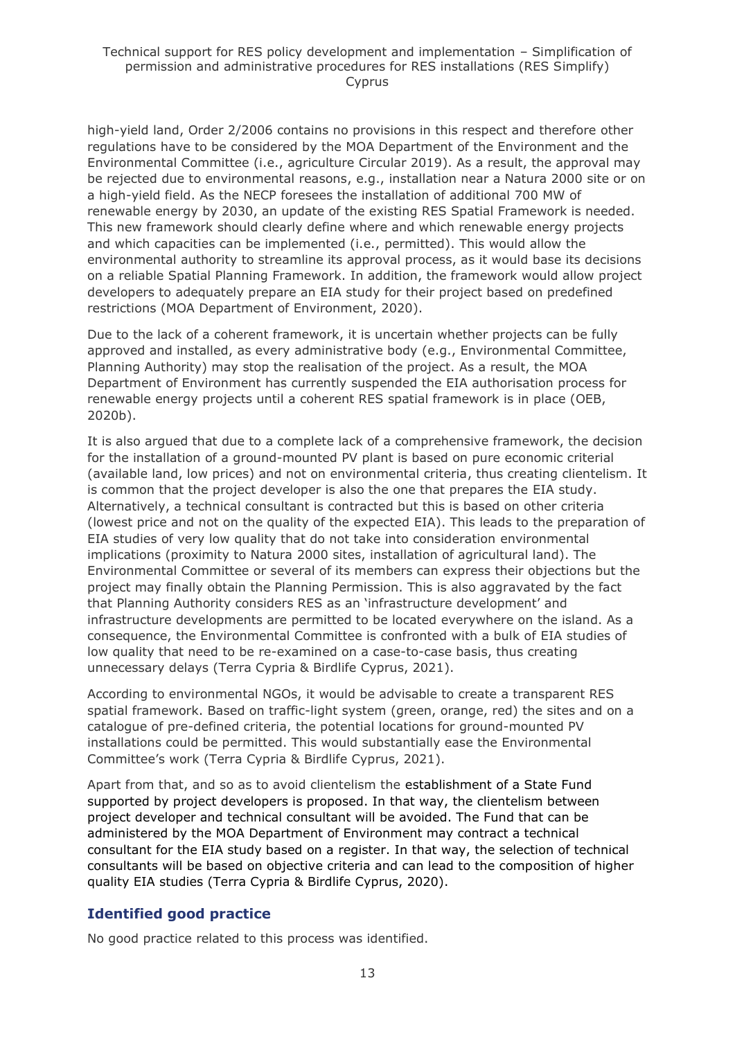high-yield land, Order 2/2006 contains no provisions in this respect and therefore other regulations have to be considered by the MOA Department of the Environment and the Environmental Committee (i.e., agriculture Circular 2019). As a result, the approval may be rejected due to environmental reasons, e.g., installation near a Natura 2000 site or on a high-yield field. As the NECP foresees the installation of additional 700 MW of renewable energy by 2030, an update of the existing RES Spatial Framework is needed. This new framework should clearly define where and which renewable energy projects and which capacities can be implemented (i.e., permitted). This would allow the environmental authority to streamline its approval process, as it would base its decisions on a reliable Spatial Planning Framework. In addition, the framework would allow project developers to adequately prepare an EIA study for their project based on predefined restrictions (MOA Department of Environment, 2020).

Due to the lack of a coherent framework, it is uncertain whether projects can be fully approved and installed, as every administrative body (e.g., Environmental Committee, Planning Authority) may stop the realisation of the project. As a result, the MOA Department of Environment has currently suspended the EIA authorisation process for renewable energy projects until a coherent RES spatial framework is in place (OEB, 2020b).

It is also argued that due to a complete lack of a comprehensive framework, the decision for the installation of a ground-mounted PV plant is based on pure economic criterial (available land, low prices) and not on environmental criteria, thus creating clientelism. It is common that the project developer is also the one that prepares the EIA study. Alternatively, a technical consultant is contracted but this is based on other criteria (lowest price and not on the quality of the expected EIA). This leads to the preparation of EIA studies of very low quality that do not take into consideration environmental implications (proximity to Natura 2000 sites, installation of agricultural land). The Environmental Committee or several of its members can express their objections but the project may finally obtain the Planning Permission. This is also aggravated by the fact that Planning Authority considers RES as an 'infrastructure development' and infrastructure developments are permitted to be located everywhere on the island. As a consequence, the Environmental Committee is confronted with a bulk of EIA studies of low quality that need to be re-examined on a case-to-case basis, thus creating unnecessary delays (Terra Cypria & Birdlife Cyprus, 2021).

According to environmental NGOs, it would be advisable to create a transparent RES spatial framework. Based on traffic-light system (green, orange, red) the sites and on a catalogue of pre-defined criteria, the potential locations for ground-mounted PV installations could be permitted. This would substantially ease the Environmental Committee's work (Terra Cypria & Birdlife Cyprus, 2021).

Apart from that, and so as to avoid clientelism the establishment of a State Fund supported by project developers is proposed. In that way, the clientelism between project developer and technical consultant will be avoided. The Fund that can be administered by the MOA Department of Environment may contract a technical consultant for the EIA study based on a register. In that way, the selection of technical consultants will be based on objective criteria and can lead to the composition of higher quality EIA studies (Terra Cypria & Birdlife Cyprus, 2020).

## Identified good practice

No good practice related to this process was identified.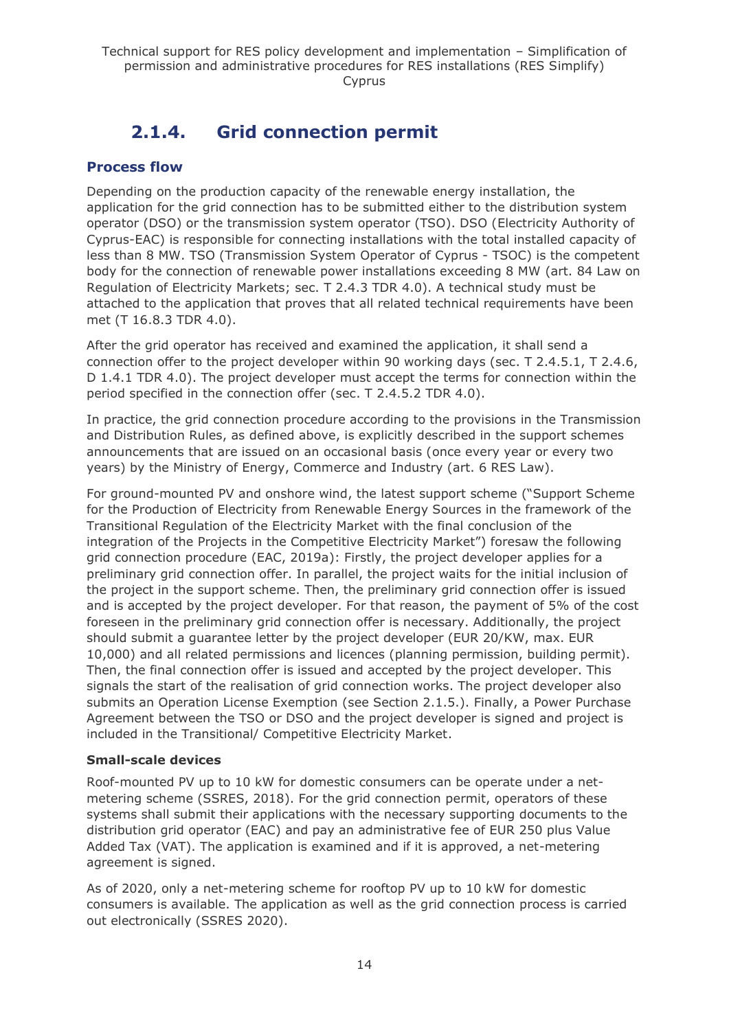## 2.1.4. Grid connection permit

### Process flow

Depending on the production capacity of the renewable energy installation, the application for the grid connection has to be submitted either to the distribution system operator (DSO) or the transmission system operator (TSO). DSO (Electricity Authority of Cyprus-EAC) is responsible for connecting installations with the total installed capacity of less than 8 MW. TSO (Transmission System Operator of Cyprus - TSOC) is the competent body for the connection of renewable power installations exceeding 8 MW (art. 84 Law on Regulation of Electricity Markets; sec. T 2.4.3 TDR 4.0). A technical study must be attached to the application that proves that all related technical requirements have been met (T 16.8.3 TDR 4.0).

After the grid operator has received and examined the application, it shall send a connection offer to the project developer within 90 working days (sec. T 2.4.5.1, T 2.4.6, D 1.4.1 TDR 4.0). The project developer must accept the terms for connection within the period specified in the connection offer (sec. T 2.4.5.2 TDR 4.0).

In practice, the grid connection procedure according to the provisions in the Transmission and Distribution Rules, as defined above, is explicitly described in the support schemes announcements that are issued on an occasional basis (once every year or every two years) by the Ministry of Energy, Commerce and Industry (art. 6 RES Law).

For ground-mounted PV and onshore wind, the latest support scheme ("Support Scheme for the Production of Electricity from Renewable Energy Sources in the framework of the Transitional Regulation of the Electricity Market with the final conclusion of the integration of the Projects in the Competitive Electricity Market") foresaw the following grid connection procedure (EAC, 2019a): Firstly, the project developer applies for a preliminary grid connection offer. In parallel, the project waits for the initial inclusion of the project in the support scheme. Then, the preliminary grid connection offer is issued and is accepted by the project developer. For that reason, the payment of 5% of the cost foreseen in the preliminary grid connection offer is necessary. Additionally, the project should submit a guarantee letter by the project developer (EUR 20/KW, max. EUR 10,000) and all related permissions and licences (planning permission, building permit). Then, the final connection offer is issued and accepted by the project developer. This signals the start of the realisation of grid connection works. The project developer also submits an Operation License Exemption (see Section 2.1.5.). Finally, a Power Purchase Agreement between the TSO or DSO and the project developer is signed and project is included in the Transitional/ Competitive Electricity Market.

**Small-scale devices**

Roof-mounted PV up to 10 kW for domestic consumers can be operate under a net-metering scheme (SSRES, 2018). For the grid connection permit, operators of these systems shall submit their applications with the necessary supporting documents to the distribution grid operator (EAC) and pay an administrative fee of EUR 250 plus Value Added Tax (VAT). The application is examined and if it is approved, a net-metering agreement is signed.

As of 2020, only a net-metering scheme for rooftop PV up to 10 kW for domestic consumers is available. The application as well as the grid connection process is carried out electronically (SSRES 2020).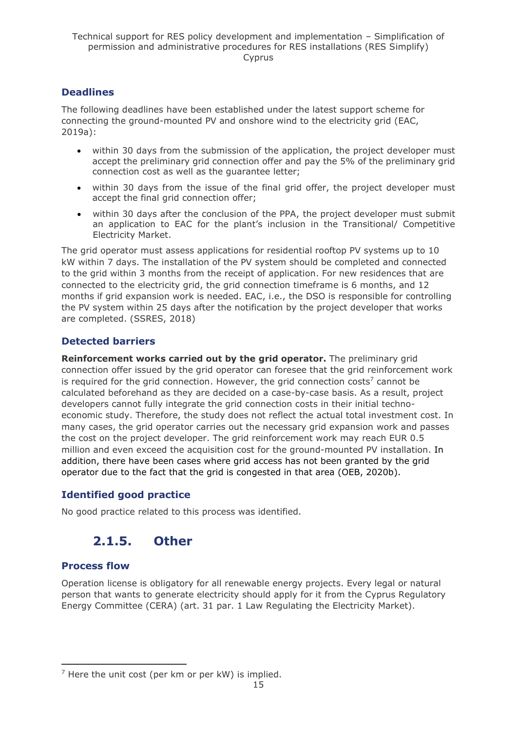### Deadlines

The following deadlines have been established under the latest support scheme for connecting the ground-mounted PV and onshore wind to the electricity grid (EAC, 2019a):

- within 30 days from the submission of the application, the project developer must accept the preliminary grid connection offer and pay the 5% of the preliminary grid connection cost as well as the guarantee letter;
- within 30 days from the issue of the final grid offer, the project developer must accept the final grid connection offer;
- within 30 days after the conclusion of the PPA, the project developer must submit an application to EAC for the plant's inclusion in the Transitional/ Competitive Electricity Market.

The grid operator must assess applications for residential rooftop PV systems up to 10 kW within 7 days. The installation of the PV system should be completed and connected to the grid within 3 months from the receipt of application. For new residences that are connected to the electricity grid, the grid connection timeframe is 6 months, and 12 months if grid expansion work is needed. EAC, i.e., the DSO is responsible for controlling the PV system within 25 days after the notification by the project developer that works are completed. (SSRES, 2018)

### Detected barriers

**Reinforcement works carried out by the grid operator.** The preliminary grid connection offer issued by the grid operator can foresee that the grid reinforcement work is required for the grid connection. However, the grid connection costs[7] cannot be calculated beforehand as they are decided on a case-by-case basis. As a result, project developers cannot fully integrate the grid connection costs in their initial techno-economic study. Therefore, the study does not reflect the actual total investment cost. In many cases, the grid operator carries out the necessary grid expansion work and passes the cost on the project developer. The grid reinforcement work may reach EUR 0.5 million and even exceed the acquisition cost for the ground-mounted PV installation. In addition, there have been cases where grid access has not been granted by the grid operator due to the fact that the grid is congested in that area (OEB, 2020b).

### Identified good practice

No good practice related to this process was identified.

## 2.1.5. Other

### Process flow

Operation license is obligatory for all renewable energy projects. Every legal or natural person that wants to generate electricity should apply for it from the Cyprus Regulatory Energy Committee (CERA) (art. 31 par. 1 Law Regulating the Electricity Market).

---

[7] Here the unit cost (per km or per kW) is implied.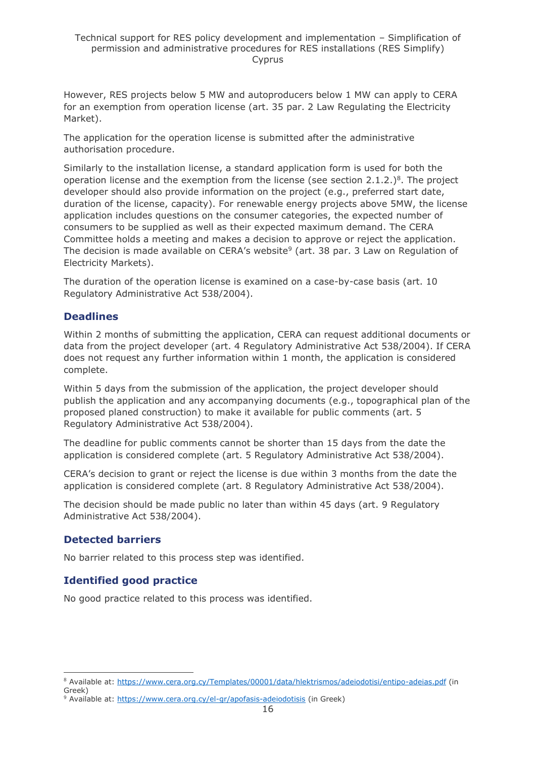However, RES projects below 5 MW and autoproducers below 1 MW can apply to CERA for an exemption from operation license (art. 35 par. 2 Law Regulating the Electricity Market).

The application for the operation license is submitted after the administrative authorisation procedure.

Similarly to the installation license, a standard application form is used for both the operation license and the exemption from the license (see section 2.1.2.)[8]. The project developer should also provide information on the project (e.g., preferred start date, duration of the license, capacity). For renewable energy projects above 5MW, the license application includes questions on the consumer categories, the expected number of consumers to be supplied as well as their expected maximum demand. The CERA Committee holds a meeting and makes a decision to approve or reject the application. The decision is made available on CERA's website[9] (art. 38 par. 3 Law on Regulation of Electricity Markets).

The duration of the operation license is examined on a case-by-case basis (art. 10 Regulatory Administrative Act 538/2004).

### Deadlines

Within 2 months of submitting the application, CERA can request additional documents or data from the project developer (art. 4 Regulatory Administrative Act 538/2004). If CERA does not request any further information within 1 month, the application is considered complete.

Within 5 days from the submission of the application, the project developer should publish the application and any accompanying documents (e.g., topographical plan of the proposed planed construction) to make it available for public comments (art. 5 Regulatory Administrative Act 538/2004).

The deadline for public comments cannot be shorter than 15 days from the date the application is considered complete (art. 5 Regulatory Administrative Act 538/2004).

CERA's decision to grant or reject the license is due within 3 months from the date the application is considered complete (art. 8 Regulatory Administrative Act 538/2004).

The decision should be made public no later than within 45 days (art. 9 Regulatory Administrative Act 538/2004).

### Detected barriers

No barrier related to this process step was identified.

### Identified good practice

No good practice related to this process was identified.

---

[8] Available at: https://www.cera.org.cy/Templates/00001/data/hlektrismos/adeiodotisi/entipo-adeias.pdf (in Greek)

[9] Available at: https://www.cera.org.cy/el-gr/apofasis-adeiodotisis (in Greek)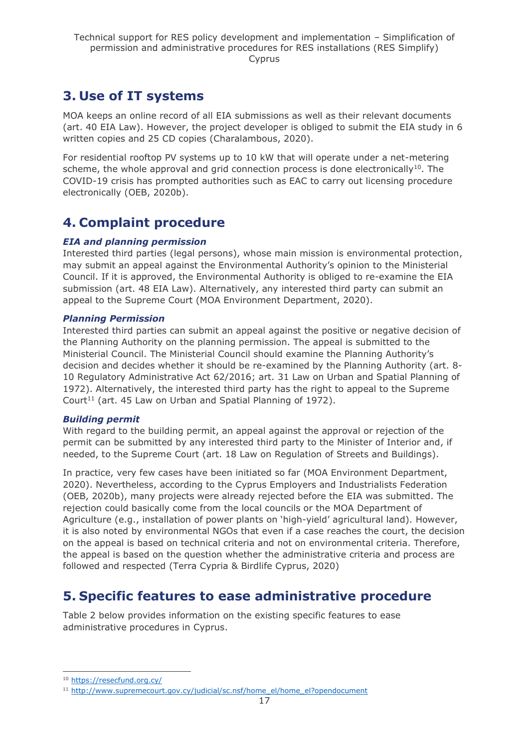# 3. Use of IT systems

MOA keeps an online record of all EIA submissions as well as their relevant documents (art. 40 EIA Law). However, the project developer is obliged to submit the EIA study in 6 written copies and 25 CD copies (Charalambous, 2020).

For residential rooftop PV systems up to 10 kW that will operate under a net-metering scheme, the whole approval and grid connection process is done electronically[10]. The COVID-19 crisis has prompted authorities such as EAC to carry out licensing procedure electronically (OEB, 2020b).

# 4. Complaint procedure

***EIA and planning permission***

Interested third parties (legal persons), whose main mission is environmental protection, may submit an appeal against the Environmental Authority's opinion to the Ministerial Council. If it is approved, the Environmental Authority is obliged to re-examine the EIA submission (art. 48 EIA Law). Alternatively, any interested third party can submit an appeal to the Supreme Court (MOA Environment Department, 2020).

***Planning Permission***

Interested third parties can submit an appeal against the positive or negative decision of the Planning Authority on the planning permission. The appeal is submitted to the Ministerial Council. The Ministerial Council should examine the Planning Authority's decision and decides whether it should be re-examined by the Planning Authority (art. 8-10 Regulatory Administrative Act 62/2016; art. 31 Law on Urban and Spatial Planning of 1972). Alternatively, the interested third party has the right to appeal to the Supreme Court[11] (art. 45 Law on Urban and Spatial Planning of 1972).

***Building permit***

With regard to the building permit, an appeal against the approval or rejection of the permit can be submitted by any interested third party to the Minister of Interior and, if needed, to the Supreme Court (art. 18 Law on Regulation of Streets and Buildings).

In practice, very few cases have been initiated so far (MOA Environment Department, 2020). Nevertheless, according to the Cyprus Employers and Industrialists Federation (OEB, 2020b), many projects were already rejected before the EIA was submitted. The rejection could basically come from the local councils or the MOA Department of Agriculture (e.g., installation of power plants on 'high-yield' agricultural land). However, it is also noted by environmental NGOs that even if a case reaches the court, the decision on the appeal is based on technical criteria and not on environmental criteria. Therefore, the appeal is based on the question whether the administrative criteria and process are followed and respected (Terra Cypria & Birdlife Cyprus, 2020)

# 5. Specific features to ease administrative procedure

Table 2 below provides information on the existing specific features to ease administrative procedures in Cyprus.

---

[10] https://resecfund.org.cy/

[11] http://www.supremecourt.gov.cy/judicial/sc.nsf/home_el/home_el?opendocument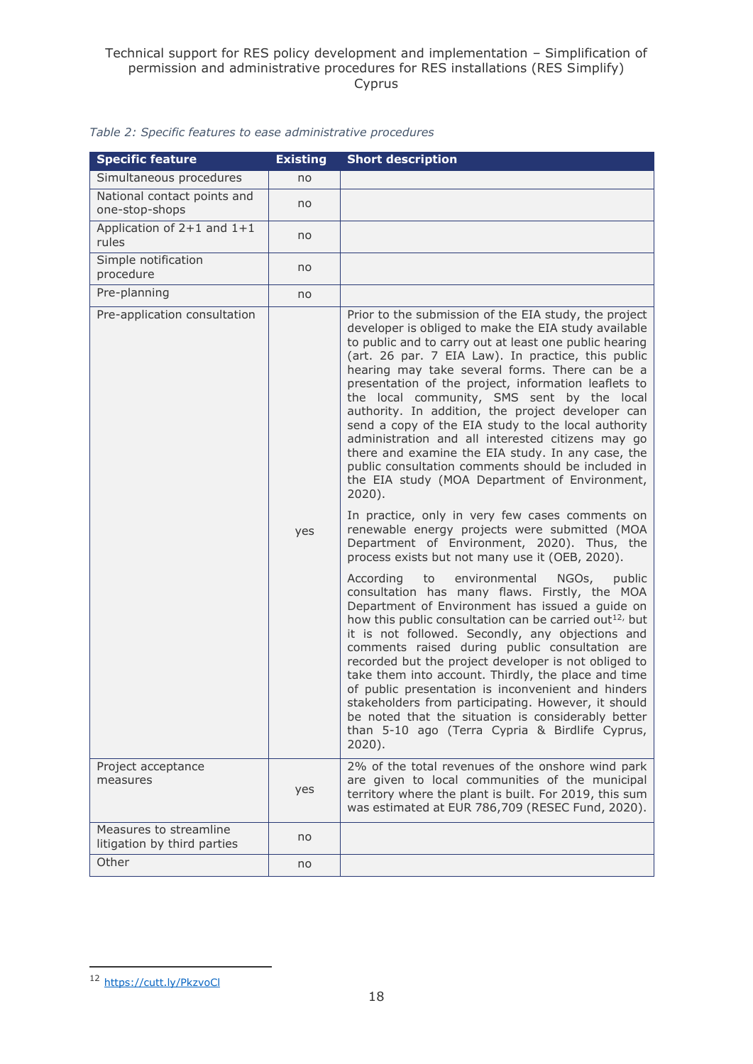*Table 2: Specific features to ease administrative procedures*

| Specific feature | Existing | Short description |
|---|---|---|
| Simultaneous procedures | no | |
| National contact points and one-stop-shops | no | |
| Application of 2+1 and 1+1 rules | no | |
| Simple notification procedure | no | |
| Pre-planning | no | |
| Pre-application consultation | yes | Prior to the submission of the EIA study, the project developer is obliged to make the EIA study available to public and to carry out at least one public hearing (art. 26 par. 7 EIA Law). In practice, this public hearing may take several forms. There can be a presentation of the project, information leaflets to the local community, SMS sent by the local authority. In addition, the project developer can send a copy of the EIA study to the local authority administration and all interested citizens may go there and examine the EIA study. In any case, the public consultation comments should be included in the EIA study (MOA Department of Environment, 2020).<br><br>In practice, only in very few cases comments on renewable energy projects were submitted (MOA Department of Environment, 2020). Thus, the process exists but not many use it (OEB, 2020).<br><br>According to environmental NGOs, public consultation has many flaws. Firstly, the MOA Department of Environment has issued a guide on how this public consultation can be carried out[12], but it is not followed. Secondly, any objections and comments raised during public consultation are recorded but the project developer is not obliged to take them into account. Thirdly, the place and time of public presentation is inconvenient and hinders stakeholders from participating. However, it should be noted that the situation is considerably better than 5-10 ago (Terra Cypria & Birdlife Cyprus, 2020). |
| Project acceptance measures | yes | 2% of the total revenues of the onshore wind park are given to local communities of the municipal territory where the plant is built. For 2019, this sum was estimated at EUR 786,709 (RESEC Fund, 2020). |
| Measures to streamline litigation by third parties | no | |
| Other | no | |

[12] https://cutt.ly/PkzvoCl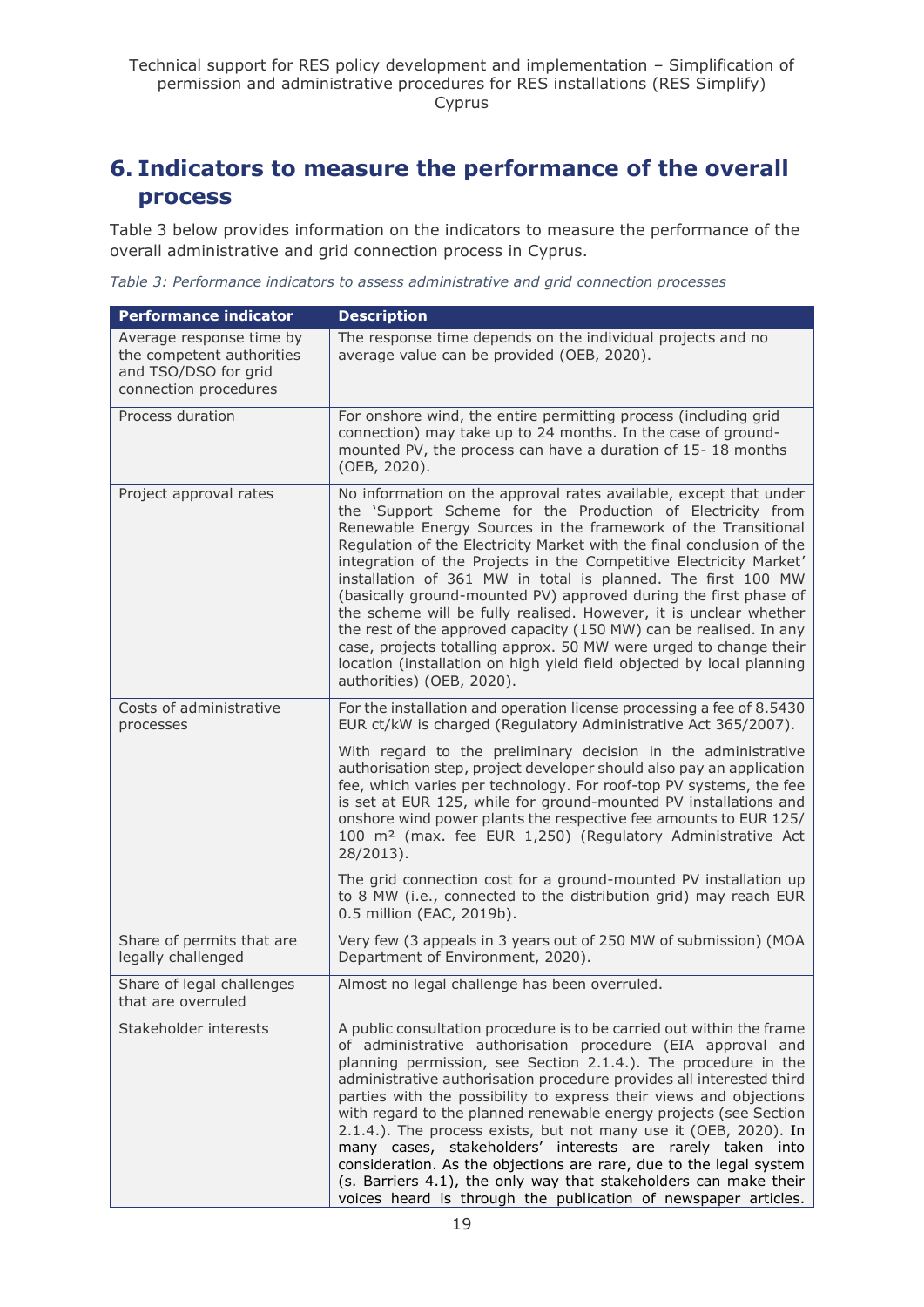# 6. Indicators to measure the performance of the overall process

Table 3 below provides information on the indicators to measure the performance of the overall administrative and grid connection process in Cyprus.

*Table 3: Performance indicators to assess administrative and grid connection processes*

| Performance indicator | Description |
|---|---|
| Average response time by the competent authorities and TSO/DSO for grid connection procedures | The response time depends on the individual projects and no average value can be provided (OEB, 2020). |
| Process duration | For onshore wind, the entire permitting process (including grid connection) may take up to 24 months. In the case of ground-mounted PV, the process can have a duration of 15- 18 months (OEB, 2020). |
| Project approval rates | No information on the approval rates available, except that under the 'Support Scheme for the Production of Electricity from Renewable Energy Sources in the framework of the Transitional Regulation of the Electricity Market with the final conclusion of the integration of the Projects in the Competitive Electricity Market' installation of 361 MW in total is planned. The first 100 MW (basically ground-mounted PV) approved during the first phase of the scheme will be fully realised. However, it is unclear whether the rest of the approved capacity (150 MW) can be realised. In any case, projects totalling approx. 50 MW were urged to change their location (installation on high yield field objected by local planning authorities) (OEB, 2020). |
| Costs of administrative processes | For the installation and operation license processing a fee of 8.5430 EUR ct/kW is charged (Regulatory Administrative Act 365/2007).<br><br>With regard to the preliminary decision in the administrative authorisation step, project developer should also pay an application fee, which varies per technology. For roof-top PV systems, the fee is set at EUR 125, while for ground-mounted PV installations and onshore wind power plants the respective fee amounts to EUR 125/ 100 m² (max. fee EUR 1,250) (Regulatory Administrative Act 28/2013).<br><br>The grid connection cost for a ground-mounted PV installation up to 8 MW (i.e., connected to the distribution grid) may reach EUR 0.5 million (EAC, 2019b). |
| Share of permits that are legally challenged | Very few (3 appeals in 3 years out of 250 MW of submission) (MOA Department of Environment, 2020). |
| Share of legal challenges that are overruled | Almost no legal challenge has been overruled. |
| Stakeholder interests | A public consultation procedure is to be carried out within the frame of administrative authorisation procedure (EIA approval and planning permission, see Section 2.1.4.). The procedure in the administrative authorisation procedure provides all interested third parties with the possibility to express their views and objections with regard to the planned renewable energy projects (see Section 2.1.4.). The process exists, but not many use it (OEB, 2020). In many cases, stakeholders' interests are rarely taken into consideration. As the objections are rare, due to the legal system (s. Barriers 4.1), the only way that stakeholders can make their voices heard is through the publication of newspaper articles. |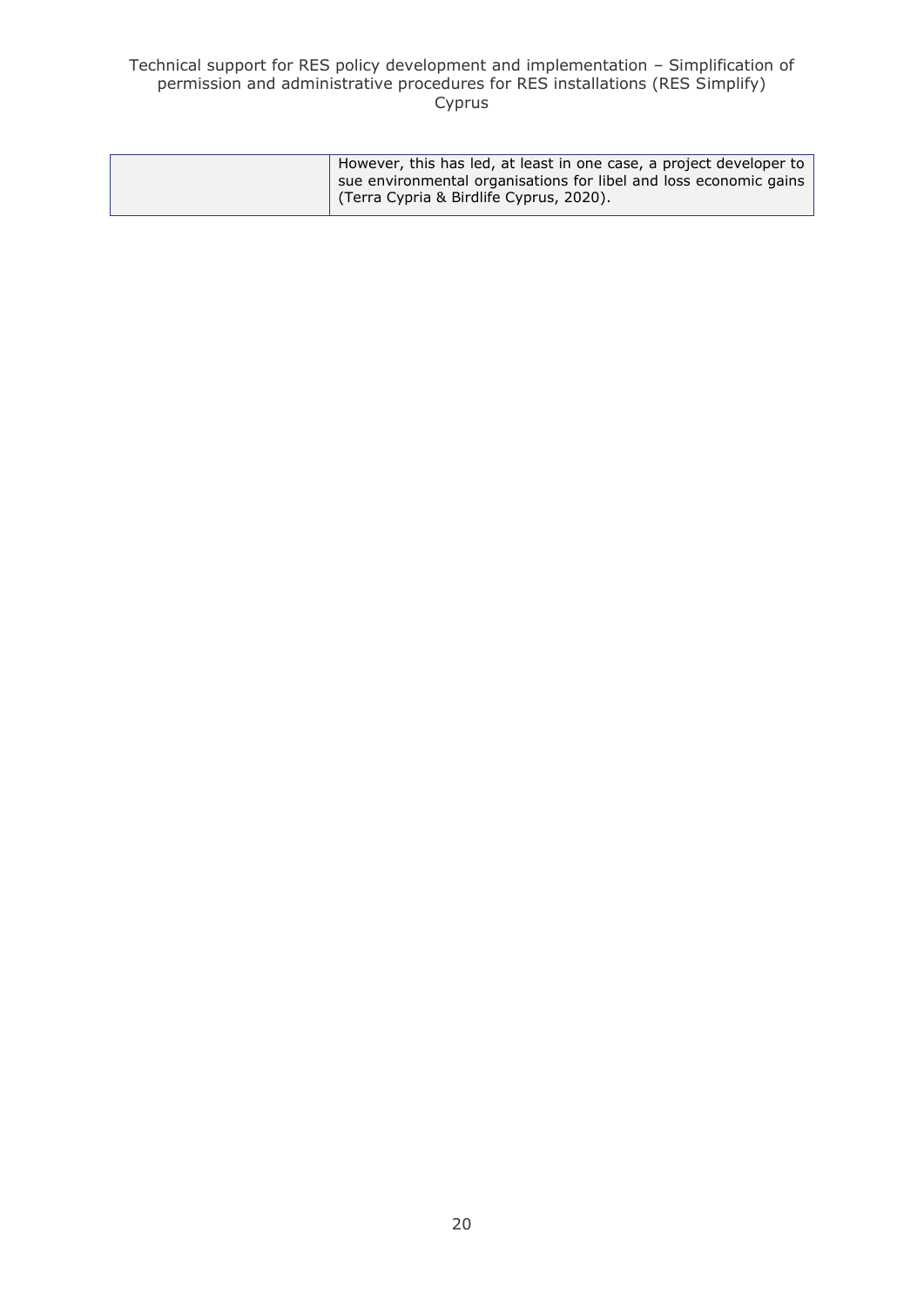|  | However, this has led, at least in one case, a project developer to sue environmental organisations for libel and loss economic gains (Terra Cypria & Birdlife Cyprus, 2020). |
|---|---|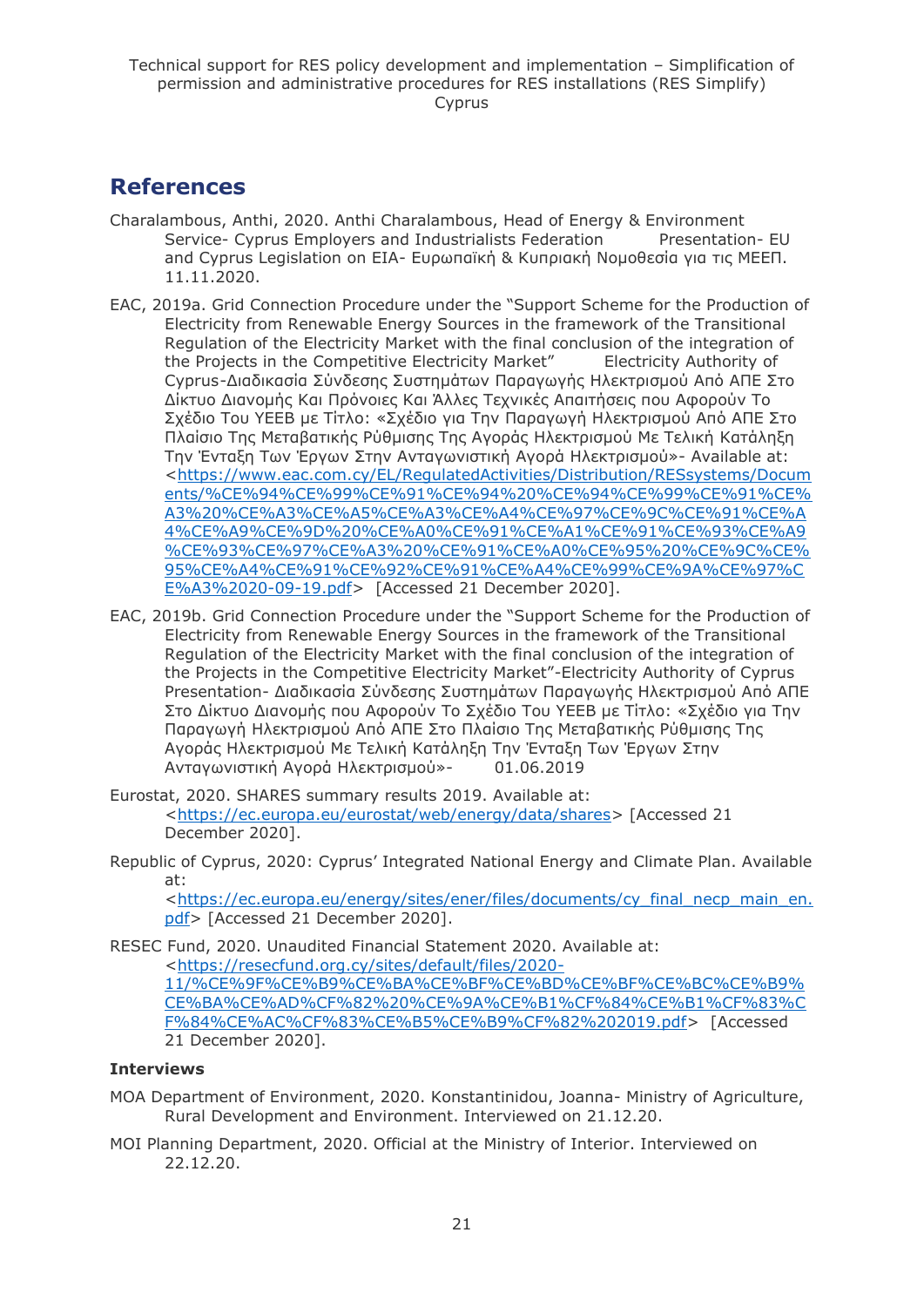## References

Charalambous, Anthi, 2020. Anthi Charalambous, Head of Energy & Environment Service- Cyprus Employers and Industrialists Federation Presentation- EU and Cyprus Legislation on EIA- Ευρωπαϊκή & Κυπριακή Νομοθεσία για τις ΜΕΕΠ. 11.11.2020.

EAC, 2019a. Grid Connection Procedure under the "Support Scheme for the Production of Electricity from Renewable Energy Sources in the framework of the Transitional Regulation of the Electricity Market with the final conclusion of the integration of the Projects in the Competitive Electricity Market" Electricity Authority of Cyprus-Διαδικασία Σύνδεσης Συστημάτων Παραγωγής Ηλεκτρισμού Από ΑΠΕ Στο Δίκτυο Διανομής Και Πρόνοιες Και Άλλες Τεχνικές Απαιτήσεις που Αφορούν Το Σχέδιο Του ΥΕΕΒ με Τίτλο: «Σχέδιο για Την Παραγωγή Ηλεκτρισμού Από ΑΠΕ Στο Πλαίσιο Της Μεταβατικής Ρύθμισης Της Αγοράς Ηλεκτρισμού Με Τελική Κατάληξη Την Ένταξη Των Έργων Στην Ανταγωνιστική Αγορά Ηλεκτρισμού»- Available at: <https://www.eac.com.cy/EL/RegulatedActivities/Distribution/RESsystems/Documents/%CE%94%CE%99%CE%91%CE%94%20%CE%94%CE%99%CE%91%CE%A3%20%CE%A3%CE%A5%CE%A3%CE%A4%CE%97%CE%9C%CE%91%CE%A4%CE%A9%CE%9D%20%CE%A0%CE%91%CE%A1%CE%91%CE%93%CE%A9%CE%93%CE%97%CE%A3%20%CE%91%CE%A0%CE%95%20%CE%9C%CE%95%CE%A4%CE%91%CE%92%CE%91%CE%A4%CE%99%CE%9A%CE%97%CE%A3%2020-09-19.pdf> [Accessed 21 December 2020].

EAC, 2019b. Grid Connection Procedure under the "Support Scheme for the Production of Electricity from Renewable Energy Sources in the framework of the Transitional Regulation of the Electricity Market with the final conclusion of the integration of the Projects in the Competitive Electricity Market"-Electricity Authority of Cyprus Presentation- Διαδικασία Σύνδεσης Συστημάτων Παραγωγής Ηλεκτρισμού Από ΑΠΕ Στο Δίκτυο Διανομής που Αφορούν Το Σχέδιο Του ΥΕΕΒ με Τίτλο: «Σχέδιο για Την Παραγωγή Ηλεκτρισμού Από ΑΠΕ Στο Πλαίσιο Της Μεταβατικής Ρύθμισης Της Αγοράς Ηλεκτρισμού Με Τελική Κατάληξη Την Ένταξη Των Έργων Στην Ανταγωνιστική Αγορά Ηλεκτρισμού»- 01.06.2019

Eurostat, 2020. SHARES summary results 2019. Available at: <https://ec.europa.eu/eurostat/web/energy/data/shares> [Accessed 21 December 2020].

Republic of Cyprus, 2020: Cyprus' Integrated National Energy and Climate Plan. Available at: <https://ec.europa.eu/energy/sites/ener/files/documents/cy_final_necp_main_en.pdf> [Accessed 21 December 2020].

RESEC Fund, 2020. Unaudited Financial Statement 2020. Available at: <https://resecfund.org.cy/sites/default/files/2020-11/%CE%9F%CE%B9%CE%BA%CE%BF%CE%BD%CE%BF%CE%BC%CE%B9%CE%BA%CE%AD%CF%82%20%CE%9A%CE%B1%CF%84%CE%B1%CF%83%CF%84%CE%AC%CF%83%CE%B5%CE%B9%CF%82%202019.pdf> [Accessed 21 December 2020].

**Interviews**

MOA Department of Environment, 2020. Konstantinidou, Joanna- Ministry of Agriculture, Rural Development and Environment. Interviewed on 21.12.20.

MOI Planning Department, 2020. Official at the Ministry of Interior. Interviewed on 22.12.20.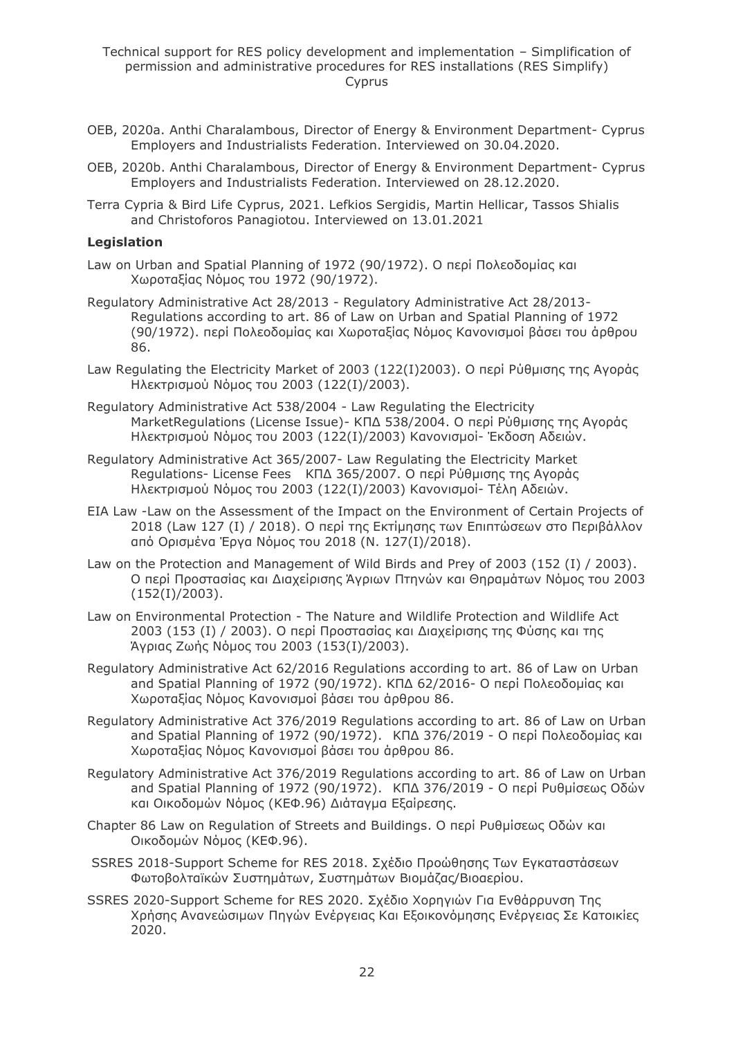OEB, 2020a. Anthi Charalambous, Director of Energy & Environment Department- Cyprus Employers and Industrialists Federation. Interviewed on 30.04.2020.

OEB, 2020b. Anthi Charalambous, Director of Energy & Environment Department- Cyprus Employers and Industrialists Federation. Interviewed on 28.12.2020.

Terra Cypria & Bird Life Cyprus, 2021. Lefkios Sergidis, Martin Hellicar, Tassos Shialis and Christoforos Panagiotou. Interviewed on 13.01.2021

**Legislation**

Law on Urban and Spatial Planning of 1972 (90/1972). Ο περί Πολεοδομίας και Χωροταξίας Νόμος του 1972 (90/1972).

Regulatory Administrative Act 28/2013 - Regulatory Administrative Act 28/2013- Regulations according to art. 86 of Law on Urban and Spatial Planning of 1972 (90/1972). περί Πολεοδομίας και Χωροταξίας Νόμος Κανονισμοί βάσει του άρθρου 86.

Law Regulating the Electricity Market of 2003 (122(I)2003). Ο περί Ρύθμισης της Αγοράς Ηλεκτρισμού Νόμος του 2003 (122(I)/2003).

Regulatory Administrative Act 538/2004 - Law Regulating the Electricity MarketRegulations (License Issue)- ΚΠΔ 538/2004. Ο περί Ρύθμισης της Αγοράς Ηλεκτρισμού Νόμος του 2003 (122(I)/2003) Κανονισμοί- Έκδοση Αδειών.

Regulatory Administrative Act 365/2007- Law Regulating the Electricity Market Regulations- License Fees ΚΠΔ 365/2007. Ο περί Ρύθμισης της Αγοράς Ηλεκτρισμού Νόμος του 2003 (122(I)/2003) Κανονισμοί- Τέλη Αδειών.

EIA Law -Law on the Assessment of the Impact on the Environment of Certain Projects of 2018 (Law 127 (I) / 2018). Ο περί της Εκτίμησης των Επιπτώσεων στο Περιβάλλον από Ορισμένα Έργα Νόμος του 2018 (Ν. 127(I)/2018).

Law on the Protection and Management of Wild Birds and Prey of 2003 (152 (I) / 2003). Ο περί Προστασίας και Διαχείρισης Άγριων Πτηνών και Θηραμάτων Νόμος του 2003 (152(I)/2003).

Law on Environmental Protection - The Nature and Wildlife Protection and Wildlife Act 2003 (153 (I) / 2003). Ο περί Προστασίας και Διαχείρισης της Φύσης και της Άγριας Ζωής Νόμος του 2003 (153(I)/2003).

Regulatory Administrative Act 62/2016 Regulations according to art. 86 of Law on Urban and Spatial Planning of 1972 (90/1972). ΚΠΔ 62/2016- Ο περί Πολεοδομίας και Χωροταξίας Νόμος Κανονισμοί βάσει του άρθρου 86.

Regulatory Administrative Act 376/2019 Regulations according to art. 86 of Law on Urban and Spatial Planning of 1972 (90/1972). ΚΠΔ 376/2019 - Ο περί Πολεοδομίας και Χωροταξίας Νόμος Κανονισμοί βάσει του άρθρου 86.

Regulatory Administrative Act 376/2019 Regulations according to art. 86 of Law on Urban and Spatial Planning of 1972 (90/1972). ΚΠΔ 376/2019 - Ο περί Ρυθμίσεως Οδών και Οικοδομών Νόμος (ΚΕΦ.96) Διάταγμα Εξαίρεσης.

Chapter 86 Law on Regulation of Streets and Buildings. Ο περί Ρυθμίσεως Οδών και Οικοδομών Νόμος (ΚΕΦ.96).

SSRES 2018-Support Scheme for RES 2018. Σχέδιο Προώθησης Των Εγκαταστάσεων Φωτοβολταϊκών Συστημάτων, Συστημάτων Βιομάζας/Βιοαερίου.

SSRES 2020-Support Scheme for RES 2020. Σχέδιο Χορηγιών Για Ενθάρρυνση Της Χρήσης Ανανεώσιμων Πηγών Ενέργειας Και Εξοικονόμησης Ενέργειας Σε Κατοικίες 2020.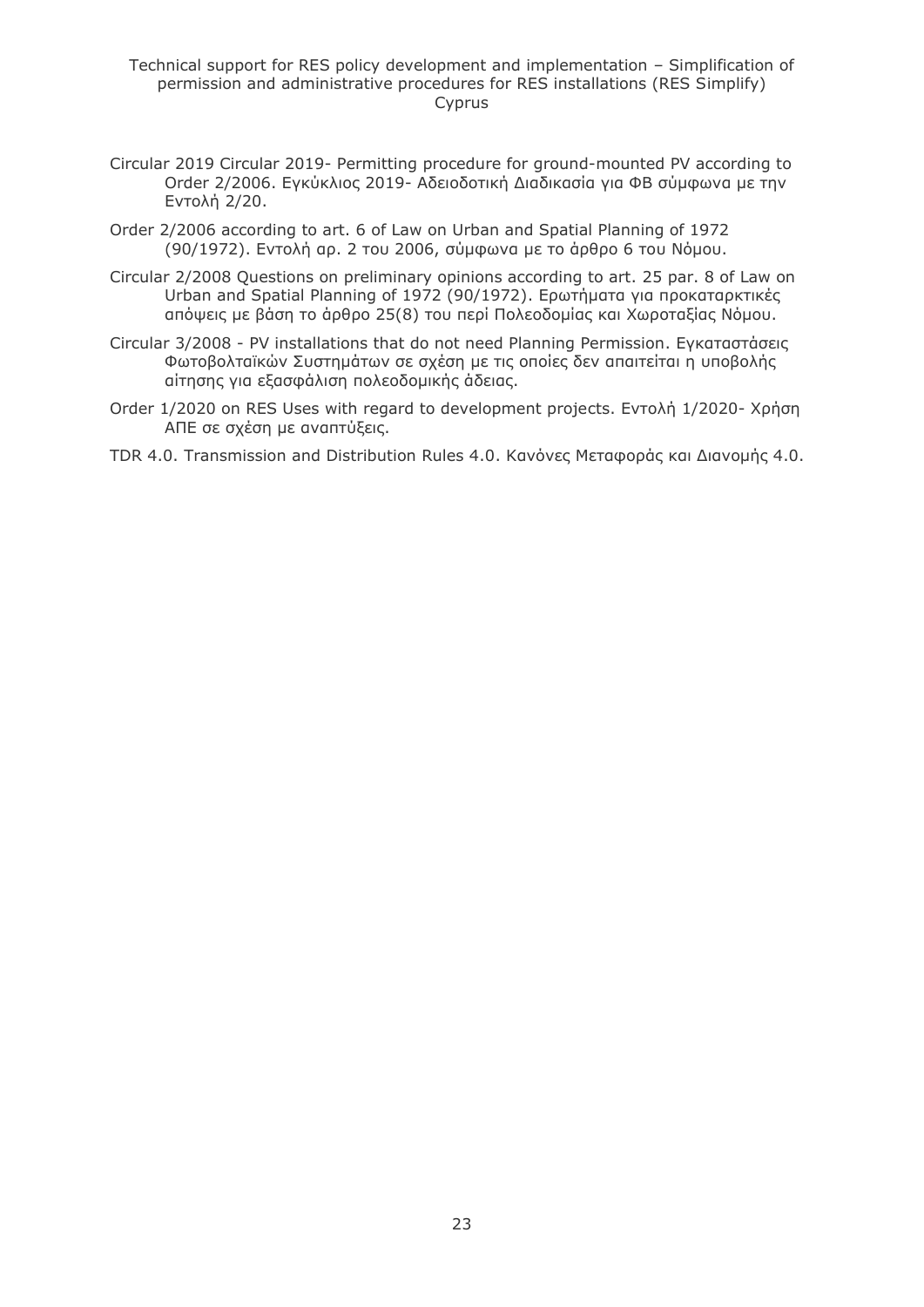Circular 2019 Circular 2019- Permitting procedure for ground-mounted PV according to Order 2/2006. Εγκύκλιος 2019- Αδειοδοτική Διαδικασία για ΦΒ σύμφωνα με την Εντολή 2/20.

Order 2/2006 according to art. 6 of Law on Urban and Spatial Planning of 1972 (90/1972). Εντολή αρ. 2 του 2006, σύμφωνα με το άρθρο 6 του Νόμου.

Circular 2/2008 Questions on preliminary opinions according to art. 25 par. 8 of Law on Urban and Spatial Planning of 1972 (90/1972). Ερωτήματα για προκαταρκτικές απόψεις με βάση το άρθρο 25(8) του περί Πολεοδομίας και Χωροταξίας Νόμου.

Circular 3/2008 - PV installations that do not need Planning Permission. Εγκαταστάσεις Φωτοβολταϊκών Συστημάτων σε σχέση με τις οποίες δεν απαιτείται η υποβολής αίτησης για εξασφάλιση πολεοδομικής άδειας.

Order 1/2020 on RES Uses with regard to development projects. Εντολή 1/2020- Χρήση ΑΠΕ σε σχέση με αναπτύξεις.

TDR 4.0. Transmission and Distribution Rules 4.0. Κανόνες Μεταφοράς και Διανομής 4.0.